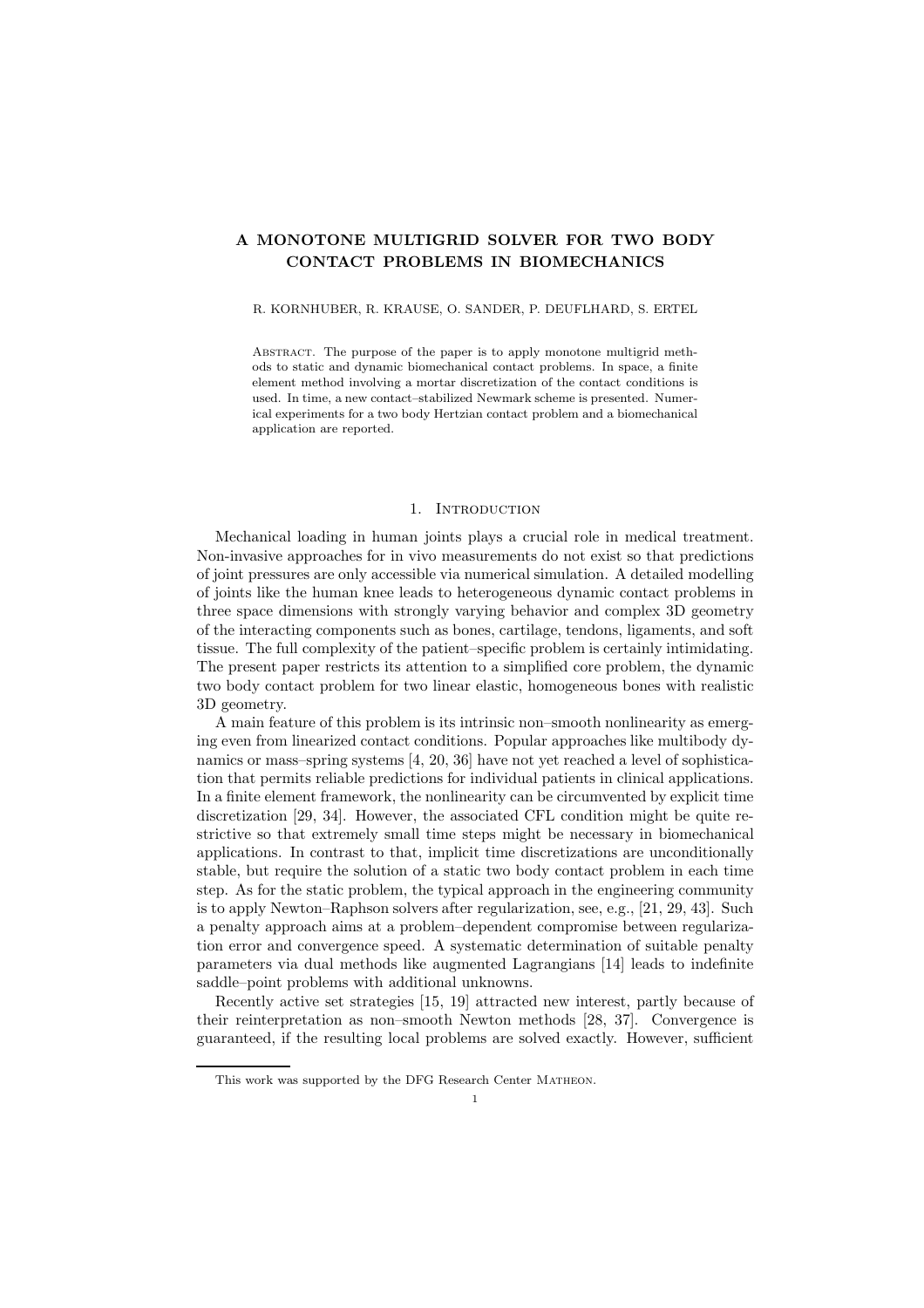# A MONOTONE MULTIGRID SOLVER FOR TWO BODY CONTACT PROBLEMS IN BIOMECHANICS

R. KORNHUBER, R. KRAUSE, O. SANDER, P. DEUFLHARD, S. ERTEL

Abstract. The purpose of the paper is to apply monotone multigrid methods to static and dynamic biomechanical contact problems. In space, a finite element method involving a mortar discretization of the contact conditions is used. In time, a new contact–stabilized Newmark scheme is presented. Numerical experiments for a two body Hertzian contact problem and a biomechanical application are reported.

## 1. Introduction

Mechanical loading in human joints plays a crucial role in medical treatment. Non-invasive approaches for in vivo measurements do not exist so that predictions of joint pressures are only accessible via numerical simulation. A detailed modelling of joints like the human knee leads to heterogeneous dynamic contact problems in three space dimensions with strongly varying behavior and complex 3D geometry of the interacting components such as bones, cartilage, tendons, ligaments, and soft tissue. The full complexity of the patient–specific problem is certainly intimidating. The present paper restricts its attention to a simplified core problem, the dynamic two body contact problem for two linear elastic, homogeneous bones with realistic 3D geometry.

A main feature of this problem is its intrinsic non–smooth nonlinearity as emerging even from linearized contact conditions. Popular approaches like multibody dynamics or mass–spring systems [4, 20, 36] have not yet reached a level of sophistication that permits reliable predictions for individual patients in clinical applications. In a finite element framework, the nonlinearity can be circumvented by explicit time discretization [29, 34]. However, the associated CFL condition might be quite restrictive so that extremely small time steps might be necessary in biomechanical applications. In contrast to that, implicit time discretizations are unconditionally stable, but require the solution of a static two body contact problem in each time step. As for the static problem, the typical approach in the engineering community is to apply Newton–Raphson solvers after regularization, see, e.g., [21, 29, 43]. Such a penalty approach aims at a problem–dependent compromise between regularization error and convergence speed. A systematic determination of suitable penalty parameters via dual methods like augmented Lagrangians [14] leads to indefinite saddle–point problems with additional unknowns.

Recently active set strategies [15, 19] attracted new interest, partly because of their reinterpretation as non–smooth Newton methods [28, 37]. Convergence is guaranteed, if the resulting local problems are solved exactly. However, sufficient

This work was supported by the DFG Research Center Matheon.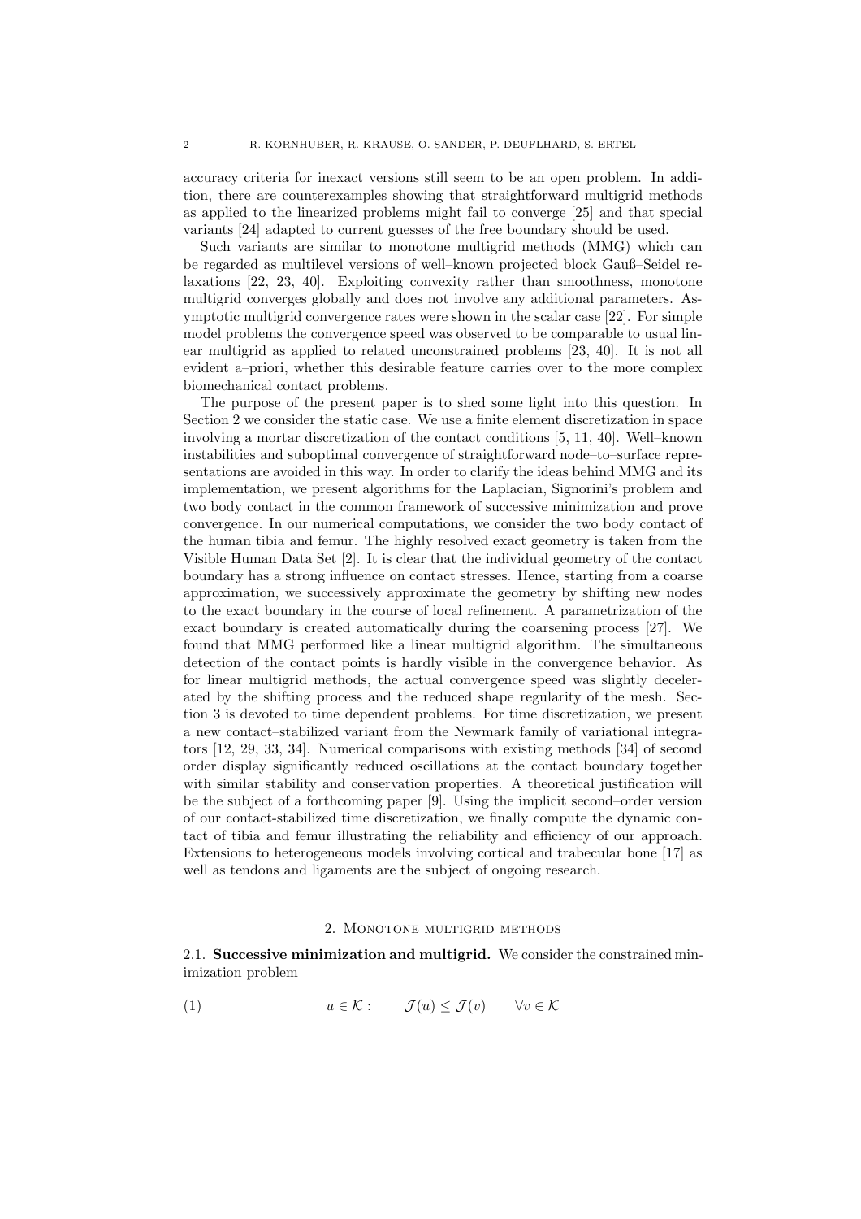accuracy criteria for inexact versions still seem to be an open problem. In addition, there are counterexamples showing that straightforward multigrid methods as applied to the linearized problems might fail to converge [25] and that special variants [24] adapted to current guesses of the free boundary should be used.

Such variants are similar to monotone multigrid methods (MMG) which can be regarded as multilevel versions of well–known projected block Gauß–Seidel relaxations [22, 23, 40]. Exploiting convexity rather than smoothness, monotone multigrid converges globally and does not involve any additional parameters. Asymptotic multigrid convergence rates were shown in the scalar case [22]. For simple model problems the convergence speed was observed to be comparable to usual linear multigrid as applied to related unconstrained problems [23, 40]. It is not all evident a–priori, whether this desirable feature carries over to the more complex biomechanical contact problems.

The purpose of the present paper is to shed some light into this question. In Section 2 we consider the static case. We use a finite element discretization in space involving a mortar discretization of the contact conditions [5, 11, 40]. Well–known instabilities and suboptimal convergence of straightforward node–to–surface representations are avoided in this way. In order to clarify the ideas behind MMG and its implementation, we present algorithms for the Laplacian, Signorini's problem and two body contact in the common framework of successive minimization and prove convergence. In our numerical computations, we consider the two body contact of the human tibia and femur. The highly resolved exact geometry is taken from the Visible Human Data Set [2]. It is clear that the individual geometry of the contact boundary has a strong influence on contact stresses. Hence, starting from a coarse approximation, we successively approximate the geometry by shifting new nodes to the exact boundary in the course of local refinement. A parametrization of the exact boundary is created automatically during the coarsening process [27]. We found that MMG performed like a linear multigrid algorithm. The simultaneous detection of the contact points is hardly visible in the convergence behavior. As for linear multigrid methods, the actual convergence speed was slightly decelerated by the shifting process and the reduced shape regularity of the mesh. Section 3 is devoted to time dependent problems. For time discretization, we present a new contact–stabilized variant from the Newmark family of variational integrators [12, 29, 33, 34]. Numerical comparisons with existing methods [34] of second order display significantly reduced oscillations at the contact boundary together with similar stability and conservation properties. A theoretical justification will be the subject of a forthcoming paper [9]. Using the implicit second–order version of our contact-stabilized time discretization, we finally compute the dynamic contact of tibia and femur illustrating the reliability and efficiency of our approach. Extensions to heterogeneous models involving cortical and trabecular bone [17] as well as tendons and ligaments are the subject of ongoing research.

## 2. Monotone multigrid methods

### 2.1. Successive minimization and multigrid.

We consider the constrained minimization problem

$$u \in \mathcal{K}: \qquad \mathcal{J}(u) \leq \mathcal{J}(v) \qquad \forall v \in \mathcal{K} \tag{1}$$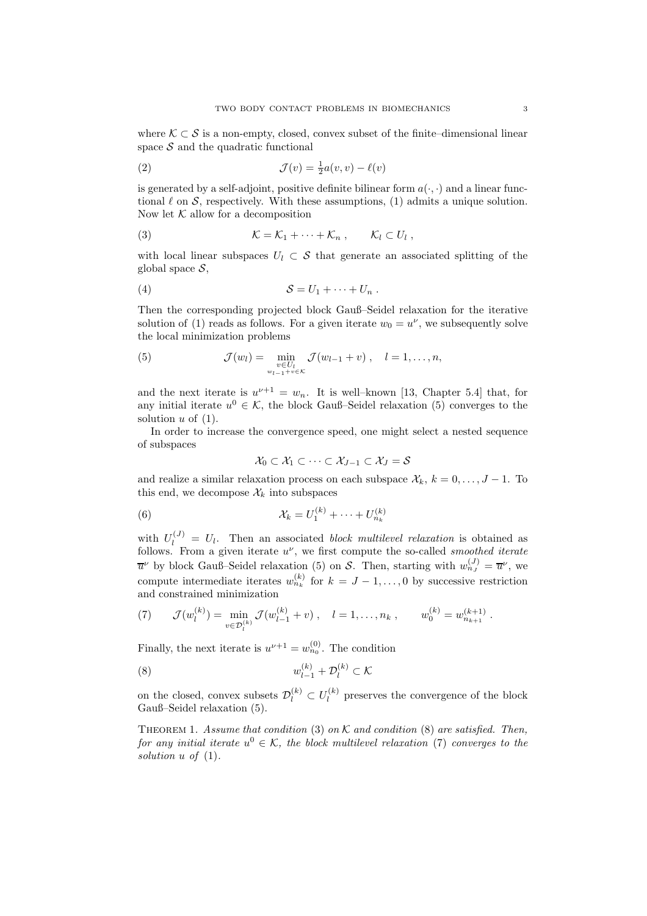where $\mathcal{K} \subset \mathcal{S}$ is a non-empty, closed, convex subset of the finite–dimensional linear space $\mathcal{S}$ and the quadratic functional

$$\mathcal{J}(v) = \tfrac{1}{2}a(v,v) - \ell(v) \tag{2}$$

is generated by a self-adjoint, positive definite bilinear form $a(\cdot,\cdot)$ and a linear functional $\ell$ on $\mathcal{S}$, respectively. With these assumptions, (1) admits a unique solution. Now let $\mathcal{K}$ allow for a decomposition

$$\mathcal{K} = \mathcal{K}_1 + \cdots + \mathcal{K}_n \ , \qquad \mathcal{K}_l \subset U_l \ , \tag{3}$$

with local linear subspaces $U_l \subset \mathcal{S}$ that generate an associated splitting of the global space $\mathcal{S}$,

$$\mathcal{S} = U_1 + \cdots + U_n \ . \tag{4}$$

Then the corresponding projected block Gauß–Seidel relaxation for the iterative solution of (1) reads as follows. For a given iterate $w_0 = u^\nu$, we subsequently solve the local minimization problems

$$\mathcal{J}(w_l) = \min_{\substack{v \in U_l \\ w_{l-1}+v \in \mathcal{K}}} \mathcal{J}(w_{l-1} + v) \ , \quad l = 1, \ldots, n, \tag{5}$$

and the next iterate is $u^{\nu+1} = w_n$. It is well–known [13, Chapter 5.4] that, for any initial iterate $u^0 \in \mathcal{K}$, the block Gauß–Seidel relaxation (5) converges to the solution $u$ of (1).

In order to increase the convergence speed, one might select a nested sequence of subspaces

$$\mathcal{X}_0 \subset \mathcal{X}_1 \subset \cdots \subset \mathcal{X}_{J-1} \subset \mathcal{X}_J = \mathcal{S}$$

and realize a similar relaxation process on each subspace $\mathcal{X}_k$, $k = 0, \ldots, J-1$. To this end, we decompose $\mathcal{X}_k$ into subspaces

$$\mathcal{X}_k = U_1^{(k)} + \cdots + U_{n_k}^{(k)} \tag{6}$$

with $U_l^{(J)} = U_l$. Then an associated *block multilevel relaxation* is obtained as follows. From a given iterate $u^\nu$, we first compute the so-called *smoothed iterate* $\overline{u}^\nu$ by block Gauß–Seidel relaxation (5) on $\mathcal{S}$. Then, starting with $w_{n_J}^{(J)} = \overline{u}^\nu$, we compute intermediate iterates $w_{n_k}^{(k)}$ for $k = J-1, \ldots, 0$ by successive restriction and constrained minimization

$$\mathcal{J}(w_l^{(k)}) = \min_{v \in \mathcal{D}_l^{(k)}} \mathcal{J}(w_{l-1}^{(k)} + v) \ , \quad l = 1, \ldots, n_k \ , \qquad w_0^{(k)} = w_{n_{k+1}}^{(k+1)} \ . \tag{7}$$

Finally, the next iterate is $u^{\nu+1} = w_{n_0}^{(0)}$. The condition

$$w_{l-1}^{(k)} + \mathcal{D}_l^{(k)} \subset \mathcal{K} \tag{8}$$

on the closed, convex subsets $\mathcal{D}_l^{(k)} \subset U_l^{(k)}$ preserves the convergence of the block Gauß–Seidel relaxation (5).

Theorem 1. *Assume that condition* (3) *on* $\mathcal{K}$ *and condition* (8) *are satisfied. Then, for any initial iterate* $u^0 \in \mathcal{K}$*, the block multilevel relaxation* (7) *converges to the solution* $u$ *of* (1).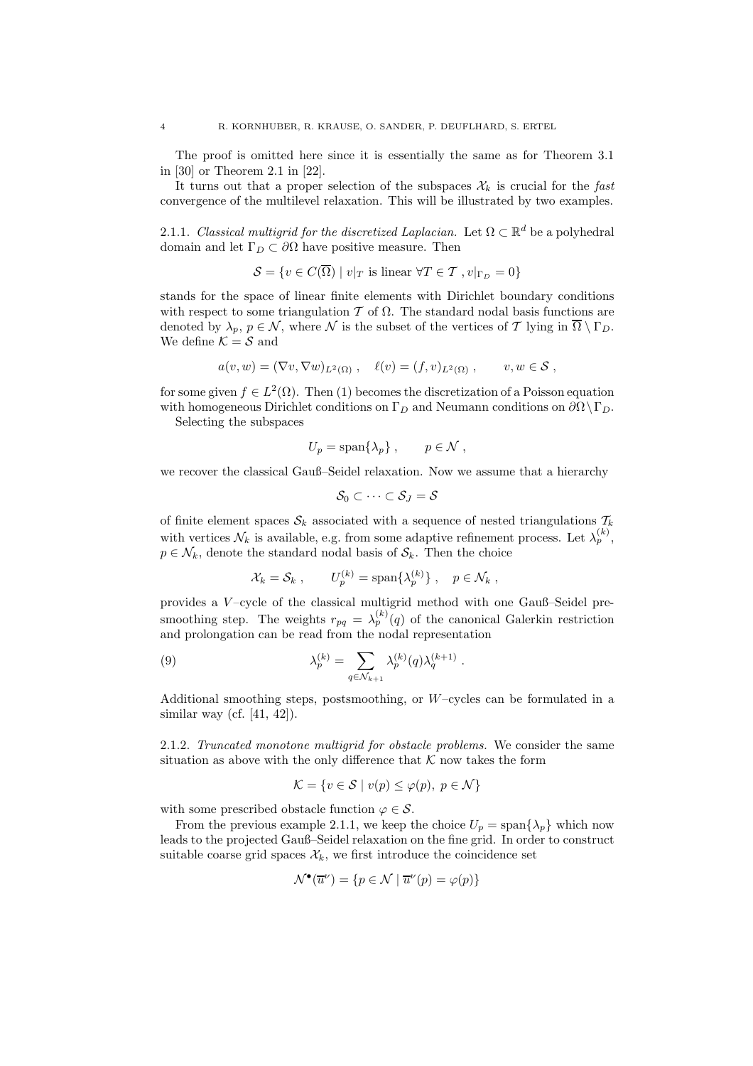The proof is omitted here since it is essentially the same as for Theorem 3.1 in [30] or Theorem 2.1 in [22].

It turns out that a proper selection of the subspaces $\mathcal{X}_k$ is crucial for the *fast* convergence of the multilevel relaxation. This will be illustrated by two examples.

2.1.1. *Classical multigrid for the discretized Laplacian.* Let $\Omega \subset \mathbb{R}^d$ be a polyhedral domain and let $\Gamma_D \subset \partial\Omega$ have positive measure. Then

$$\mathcal{S} = \{v \in C(\overline{\Omega}) \mid v|_T \text{ is linear } \forall T \in \mathcal{T} \ , v|_{\Gamma_D} = 0\}$$

stands for the space of linear finite elements with Dirichlet boundary conditions with respect to some triangulation $\mathcal{T}$ of $\Omega$. The standard nodal basis functions are denoted by $\lambda_p$, $p \in \mathcal{N}$, where $\mathcal{N}$ is the subset of the vertices of $\mathcal{T}$ lying in $\overline{\Omega} \setminus \Gamma_D$. We define $\mathcal{K} = \mathcal{S}$ and

$$a(v,w) = (\nabla v, \nabla w)_{L^2(\Omega)} \ , \quad \ell(v) = (f,v)_{L^2(\Omega)} \ , \qquad v,w \in \mathcal{S} \ ,$$

for some given $f \in L^2(\Omega)$. Then (1) becomes the discretization of a Poisson equation with homogeneous Dirichlet conditions on $\Gamma_D$ and Neumann conditions on $\partial\Omega \setminus \Gamma_D$.

Selecting the subspaces

$$U_p = \operatorname{span}\{\lambda_p\} \ , \qquad p \in \mathcal{N} \ ,$$

we recover the classical Gauß–Seidel relaxation. Now we assume that a hierarchy

$$\mathcal{S}_0 \subset \cdots \subset \mathcal{S}_J = \mathcal{S}$$

of finite element spaces $\mathcal{S}_k$ associated with a sequence of nested triangulations $\mathcal{T}_k$ with vertices $\mathcal{N}_k$ is available, e.g. from some adaptive refinement process. Let $\lambda_p^{(k)}$, $p \in \mathcal{N}_k$, denote the standard nodal basis of $\mathcal{S}_k$. Then the choice

$$\mathcal{X}_k = \mathcal{S}_k \ , \qquad U_p^{(k)} = \operatorname{span}\{\lambda_p^{(k)}\} \ , \quad p \in \mathcal{N}_k \ ,$$

provides a $V$–cycle of the classical multigrid method with one Gauß–Seidel presmoothing step. The weights $r_{pq} = \lambda_p^{(k)}(q)$ of the canonical Galerkin restriction and prolongation can be read from the nodal representation

$$\lambda_p^{(k)} = \sum_{q \in \mathcal{N}_{k+1}} \lambda_p^{(k)}(q) \lambda_q^{(k+1)} \ . \tag{9}$$

Additional smoothing steps, postsmoothing, or $W$–cycles can be formulated in a similar way (cf. [41, 42]).

2.1.2. *Truncated monotone multigrid for obstacle problems.* We consider the same situation as above with the only difference that $\mathcal{K}$ now takes the form

$$\mathcal{K} = \{v \in \mathcal{S} \mid v(p) \le \varphi(p), \ p \in \mathcal{N}\}$$

with some prescribed obstacle function $\varphi \in \mathcal{S}$.

From the previous example 2.1.1, we keep the choice $U_p = \operatorname{span}\{\lambda_p\}$ which now leads to the projected Gauß–Seidel relaxation on the fine grid. In order to construct suitable coarse grid spaces $\mathcal{X}_k$, we first introduce the coincidence set

$$\mathcal{N}^{\bullet}(\overline{u}^{\nu}) = \{p \in \mathcal{N} \mid \overline{u}^{\nu}(p) = \varphi(p)\}$$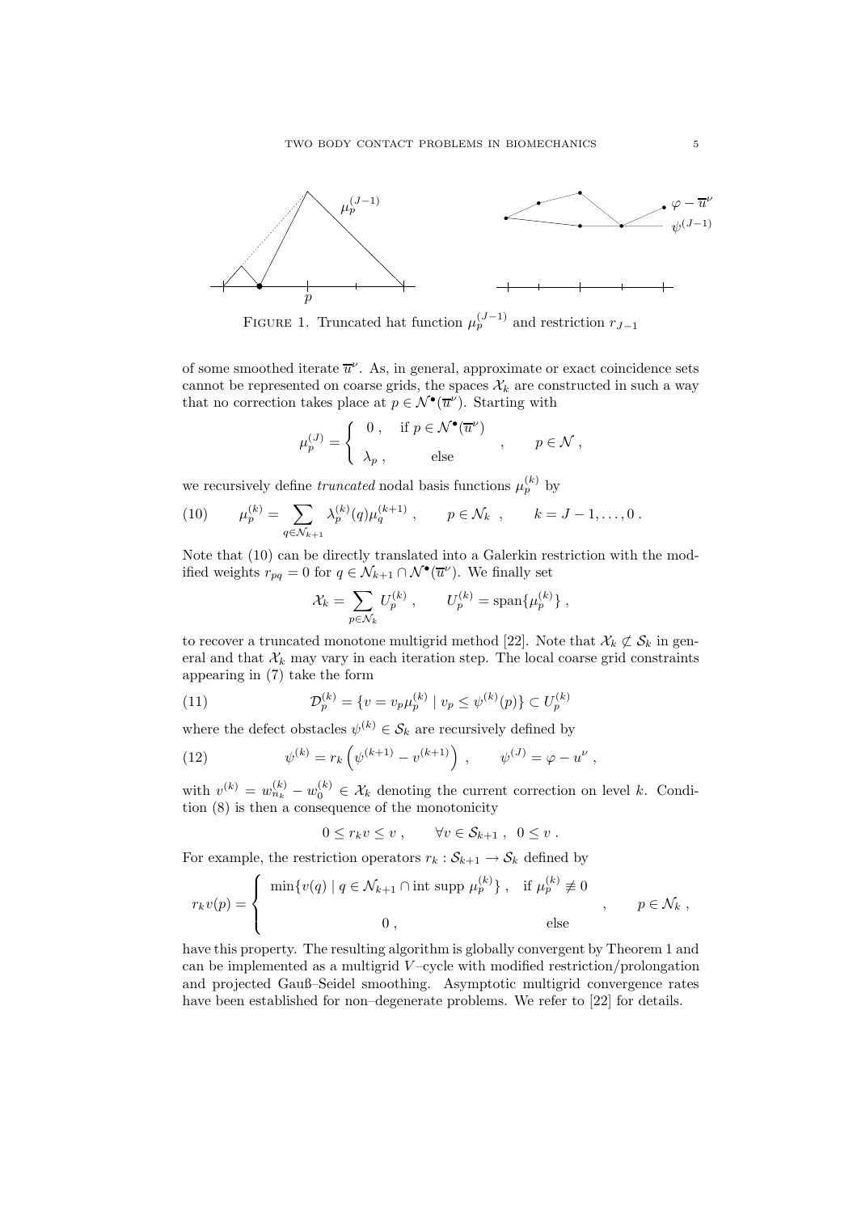$\mu_p^{(J-1)}$

$p$

$\varphi - \overline{u}^\nu$

$\psi^{(J-1)}$

FIGURE 1. Truncated hat function $\mu_p^{(J-1)}$ and restriction $r_{J-1}$

of some smoothed iterate $\overline{u}^\nu$. As, in general, approximate or exact coincidence sets cannot be represented on coarse grids, the spaces $\mathcal{X}_k$ are constructed in such a way that no correction takes place at $p \in \mathcal{N}^\bullet(\overline{u}^\nu)$. Starting with

$$\mu_p^{(J)} = \begin{cases} 0 , & \text{if } p \in \mathcal{N}^\bullet(\overline{u}^\nu) \\ \lambda_p , & \text{else} \end{cases} , \qquad p \in \mathcal{N} ,$$

we recursively define *truncated* nodal basis functions $\mu_p^{(k)}$ by

$$\mu_p^{(k)} = \sum_{q \in \mathcal{N}_{k+1}} \lambda_p^{(k)}(q) \mu_q^{(k+1)} , \qquad p \in \mathcal{N}_k , \qquad k = J-1, \ldots, 0 . \tag{10}$$

Note that (10) can be directly translated into a Galerkin restriction with the modified weights $r_{pq} = 0$ for $q \in \mathcal{N}_{k+1} \cap \mathcal{N}^\bullet(\overline{u}^\nu)$. We finally set

$$\mathcal{X}_k = \sum_{p \in \mathcal{N}_k} U_p^{(k)} , \qquad U_p^{(k)} = \operatorname{span}\{\mu_p^{(k)}\} ,$$

to recover a truncated monotone multigrid method [22]. Note that $\mathcal{X}_k \not\subset \mathcal{S}_k$ in general and that $\mathcal{X}_k$ may vary in each iteration step. The local coarse grid constraints appearing in (7) take the form

$$\mathcal{D}_p^{(k)} = \{ v = v_p \mu_p^{(k)} \mid v_p \leq \psi^{(k)}(p) \} \subset U_p^{(k)} \tag{11}$$

where the defect obstacles $\psi^{(k)} \in \mathcal{S}_k$ are recursively defined by

$$\psi^{(k)} = r_k \left( \psi^{(k+1)} - v^{(k+1)} \right) , \qquad \psi^{(J)} = \varphi - u^\nu , \tag{12}$$

with $v^{(k)} = w_{n_k}^{(k)} - w_0^{(k)} \in \mathcal{X}_k$ denoting the current correction on level $k$. Condition (8) is then a consequence of the monotonicity

$$0 \leq r_k v \leq v , \qquad \forall v \in \mathcal{S}_{k+1} , \ 0 \leq v .$$

For example, the restriction operators $r_k : \mathcal{S}_{k+1} \to \mathcal{S}_k$ defined by

$$r_k v(p) = \begin{cases} \min\{ v(q) \mid q \in \mathcal{N}_{k+1} \cap \operatorname{int} \operatorname{supp} \mu_p^{(k)} \} , & \text{if } \mu_p^{(k)} \not\equiv 0 \\ 0 , & \text{else} \end{cases} , \qquad p \in \mathcal{N}_k ,$$

have this property. The resulting algorithm is globally convergent by Theorem 1 and can be implemented as a multigrid $V$–cycle with modified restriction/prolongation and projected Gauß–Seidel smoothing. Asymptotic multigrid convergence rates have been established for non–degenerate problems. We refer to [22] for details.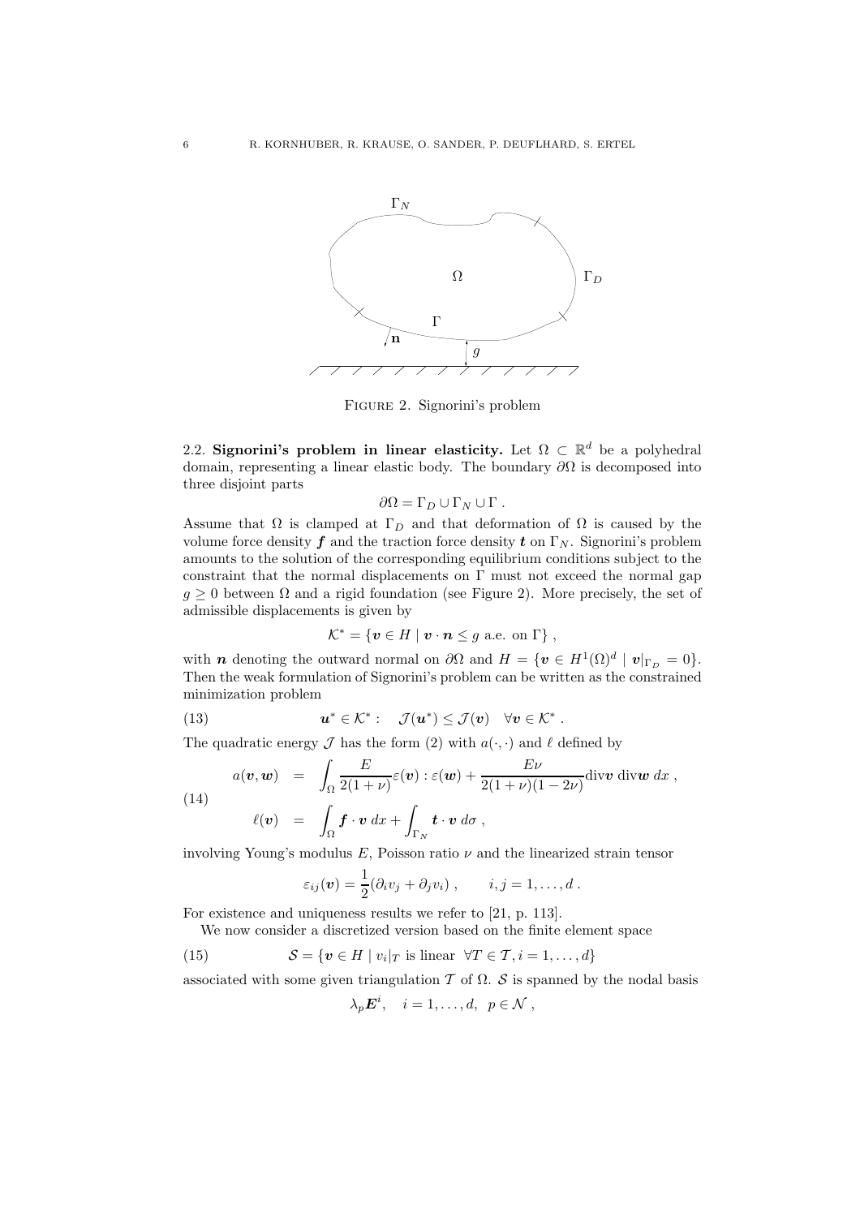Figure 2. Signorini's problem

**2.2. Signorini's problem in linear elasticity.** Let $\Omega \subset \mathbb{R}^d$ be a polyhedral domain, representing a linear elastic body. The boundary $\partial\Omega$ is decomposed into three disjoint parts

$$\partial\Omega = \Gamma_D \cup \Gamma_N \cup \Gamma \ .$$

Assume that $\Omega$ is clamped at $\Gamma_D$ and that deformation of $\Omega$ is caused by the volume force density $\boldsymbol{f}$ and the traction force density $\boldsymbol{t}$ on $\Gamma_N$. Signorini's problem amounts to the solution of the corresponding equilibrium conditions subject to the constraint that the normal displacements on $\Gamma$ must not exceed the normal gap $g \geq 0$ between $\Omega$ and a rigid foundation (see Figure 2). More precisely, the set of admissible displacements is given by

$$\mathcal{K}^* = \{\boldsymbol{v} \in H \mid \boldsymbol{v} \cdot \boldsymbol{n} \leq g \text{ a.e. on } \Gamma\} \ ,$$

with $\boldsymbol{n}$ denoting the outward normal on $\partial\Omega$ and $H = \{\boldsymbol{v} \in H^1(\Omega)^d \mid \boldsymbol{v}|_{\Gamma_D} = 0\}$. Then the weak formulation of Signorini's problem can be written as the constrained minimization problem

$$\boldsymbol{u}^* \in \mathcal{K}^* : \quad \mathcal{J}(\boldsymbol{u}^*) \leq \mathcal{J}(\boldsymbol{v}) \quad \forall \boldsymbol{v} \in \mathcal{K}^* \ . \tag{13}$$

The quadratic energy $\mathcal{J}$ has the form (2) with $a(\cdot,\cdot)$ and $\ell$ defined by

$$\begin{aligned} a(\boldsymbol{v},\boldsymbol{w}) &= \int_\Omega \frac{E}{2(1+\nu)} \varepsilon(\boldsymbol{v}) : \varepsilon(\boldsymbol{w}) + \frac{E\nu}{2(1+\nu)(1-2\nu)} \text{div}\boldsymbol{v} \ \text{div}\boldsymbol{w} \ dx \ , \\ \ell(\boldsymbol{v}) &= \int_\Omega \boldsymbol{f} \cdot \boldsymbol{v} \ dx + \int_{\Gamma_N} \boldsymbol{t} \cdot \boldsymbol{v} \ d\sigma \ , \end{aligned} \tag{14}$$

involving Young's modulus $E$, Poisson ratio $\nu$ and the linearized strain tensor

$$\varepsilon_{ij}(\boldsymbol{v}) = \frac{1}{2}(\partial_i v_j + \partial_j v_i) \ , \qquad i,j = 1,\ldots,d \ .$$

For existence and uniqueness results we refer to [21, p. 113].

We now consider a discretized version based on the finite element space

$$\mathcal{S} = \{\boldsymbol{v} \in H \mid v_i|_T \text{ is linear } \ \forall T \in \mathcal{T}, i = 1,\ldots,d\} \tag{15}$$

associated with some given triangulation $\mathcal{T}$ of $\Omega$. $\mathcal{S}$ is spanned by the nodal basis

$$\lambda_p \boldsymbol{E}^i, \quad i = 1,\ldots,d, \ \ p \in \mathcal{N} \ ,$$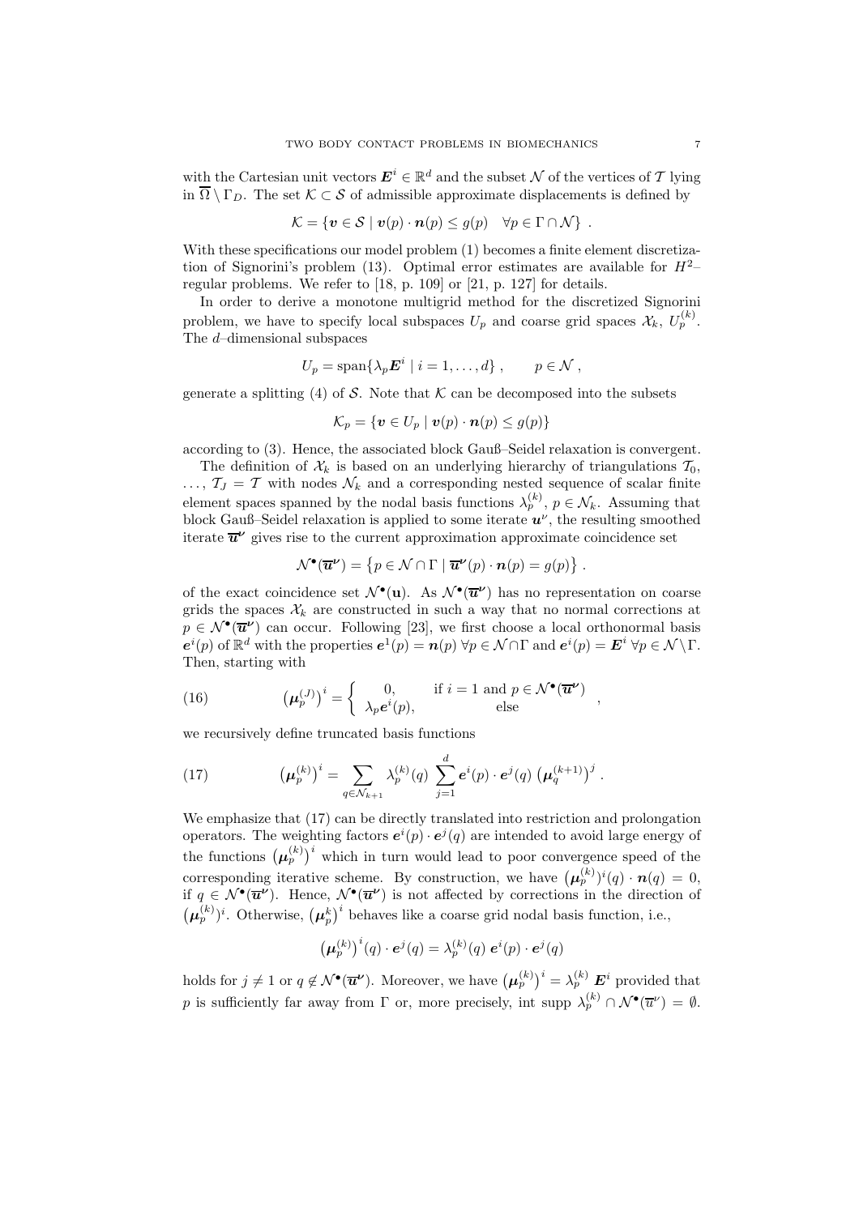with the Cartesian unit vectors $\boldsymbol{E}^i \in \mathbb{R}^d$ and the subset $\mathcal{N}$ of the vertices of $\mathcal{T}$ lying in $\overline{\Omega} \setminus \Gamma_D$. The set $\mathcal{K} \subset \mathcal{S}$ of admissible approximate displacements is defined by

$$\mathcal{K} = \{\boldsymbol{v} \in \mathcal{S} \mid \boldsymbol{v}(p) \cdot \boldsymbol{n}(p) \leq g(p) \quad \forall p \in \Gamma \cap \mathcal{N}\} \ .$$

With these specifications our model problem (1) becomes a finite element discretization of Signorini's problem (13). Optimal error estimates are available for $H^2$–regular problems. We refer to [18, p. 109] or [21, p. 127] for details.

In order to derive a monotone multigrid method for the discretized Signorini problem, we have to specify local subspaces $U_p$ and coarse grid spaces $\mathcal{X}_k$, $U_p^{(k)}$. The $d$–dimensional subspaces

$$U_p = \operatorname{span}\{\lambda_p \boldsymbol{E}^i \mid i = 1, \ldots, d\} \ , \qquad p \in \mathcal{N} \ ,$$

generate a splitting (4) of $\mathcal{S}$. Note that $\mathcal{K}$ can be decomposed into the subsets

$$\mathcal{K}_p = \{\boldsymbol{v} \in U_p \mid \boldsymbol{v}(p) \cdot \boldsymbol{n}(p) \leq g(p)\}$$

according to (3). Hence, the associated block Gauß–Seidel relaxation is convergent.

The definition of $\mathcal{X}_k$ is based on an underlying hierarchy of triangulations $\mathcal{T}_0$, $\ldots$, $\mathcal{T}_J = \mathcal{T}$ with nodes $\mathcal{N}_k$ and a corresponding nested sequence of scalar finite element spaces spanned by the nodal basis functions $\lambda_p^{(k)}$, $p \in \mathcal{N}_k$. Assuming that block Gauß–Seidel relaxation is applied to some iterate $\boldsymbol{u}^\nu$, the resulting smoothed iterate $\overline{\boldsymbol{u}}^{\boldsymbol{\nu}}$ gives rise to the current approximation approximate coincidence set

$$\mathcal{N}^\bullet(\overline{\boldsymbol{u}}^{\boldsymbol{\nu}}) = \left\{p \in \mathcal{N} \cap \Gamma \mid \overline{\boldsymbol{u}}^{\boldsymbol{\nu}}(p) \cdot \boldsymbol{n}(p) = g(p)\right\} \ .$$

of the exact coincidence set $\mathcal{N}^\bullet(\mathbf{u})$. As $\mathcal{N}^\bullet(\overline{\boldsymbol{u}}^{\boldsymbol{\nu}})$ has no representation on coarse grids the spaces $\mathcal{X}_k$ are constructed in such a way that no normal corrections at $p \in \mathcal{N}^\bullet(\overline{\boldsymbol{u}}^{\boldsymbol{\nu}})$ can occur. Following [23], we first choose a local orthonormal basis $\boldsymbol{e}^i(p)$ of $\mathbb{R}^d$ with the properties $\boldsymbol{e}^1(p) = \boldsymbol{n}(p)$ $\forall p \in \mathcal{N} \cap \Gamma$ and $\boldsymbol{e}^i(p) = \boldsymbol{E}^i$ $\forall p \in \mathcal{N} \setminus \Gamma$. Then, starting with

$$\left(\boldsymbol{\mu}_p^{(J)}\right)^i = \begin{cases} 0, & \text{if } i = 1 \text{ and } p \in \mathcal{N}^\bullet(\overline{\boldsymbol{u}}^{\boldsymbol{\nu}}) \\ \lambda_p \boldsymbol{e}^i(p), & \text{else} \end{cases} \ , \tag{16}$$

we recursively define truncated basis functions

$$\left(\boldsymbol{\mu}_p^{(k)}\right)^i = \sum_{q \in \mathcal{N}_{k+1}} \lambda_p^{(k)}(q) \ \sum_{j=1}^{d} \boldsymbol{e}^i(p) \cdot \boldsymbol{e}^j(q) \left(\boldsymbol{\mu}_q^{(k+1)}\right)^j \ . \tag{17}$$

We emphasize that (17) can be directly translated into restriction and prolongation operators. The weighting factors $\boldsymbol{e}^i(p) \cdot \boldsymbol{e}^j(q)$ are intended to avoid large energy of the functions $\left(\boldsymbol{\mu}_p^{(k)}\right)^i$ which in turn would lead to poor convergence speed of the corresponding iterative scheme. By construction, we have $(\boldsymbol{\mu}_p^{(k)})^i(q) \cdot \boldsymbol{n}(q) = 0$, if $q \in \mathcal{N}^\bullet(\overline{\boldsymbol{u}}^{\boldsymbol{\nu}})$. Hence, $\mathcal{N}^\bullet(\overline{\boldsymbol{u}}^{\boldsymbol{\nu}})$ is not affected by corrections in the direction of $(\boldsymbol{\mu}_p^{(k)})^i$. Otherwise, $\left(\boldsymbol{\mu}_p^{k}\right)^i$ behaves like a coarse grid nodal basis function, i.e.,

$$\left(\boldsymbol{\mu}_p^{(k)}\right)^i(q) \cdot \boldsymbol{e}^j(q) = \lambda_p^{(k)}(q) \ \boldsymbol{e}^i(p) \cdot \boldsymbol{e}^j(q)$$

holds for $j \neq 1$ or $q \notin \mathcal{N}^\bullet(\overline{\boldsymbol{u}}^{\boldsymbol{\nu}})$. Moreover, we have $\left(\boldsymbol{\mu}_p^{(k)}\right)^i = \lambda_p^{(k)} \ \boldsymbol{E}^i$ provided that $p$ is sufficiently far away from $\Gamma$ or, more precisely, $\operatorname{int} \operatorname{supp} \lambda_p^{(k)} \cap \mathcal{N}^\bullet(\overline{u}^\nu) = \emptyset$.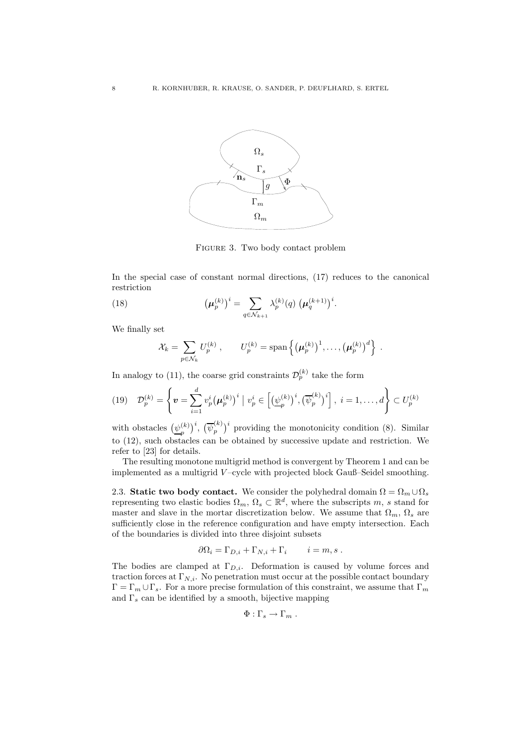$\Omega_s$

$\Gamma_s$

$\mathbf{n}_s$

$g$

$\Phi$

$\Gamma_m$

$\Omega_m$

FIGURE 3. Two body contact problem

In the special case of constant normal directions, (17) reduces to the canonical restriction

$$(\boldsymbol{\mu}_p^{(k)})^i = \sum_{q \in \mathcal{N}_{k+1}} \lambda_p^{(k)}(q) \, (\boldsymbol{\mu}_q^{(k+1)})^i. \tag{18}$$

We finally set

$$\mathcal{X}_k = \sum_{p \in \mathcal{N}_k} U_p^{(k)} \,, \qquad U_p^{(k)} = \operatorname{span}\left\{ (\boldsymbol{\mu}_p^{(k)})^1, \ldots, (\boldsymbol{\mu}_p^{(k)})^d \right\} \,.$$

In analogy to (11), the coarse grid constraints $\mathcal{D}_p^{(k)}$ take the form

$$\mathcal{D}_p^{(k)} = \left\{ \boldsymbol{v} = \sum_{i=1}^d v_p^i (\boldsymbol{\mu}_p^{(k)})^i \mid v_p^i \in \left[ (\underline{\psi}_p^{(k)})^i, (\overline{\psi}_p^{(k)})^i \right], \; i = 1, \ldots, d \right\} \subset U_p^{(k)} \tag{19}$$

with obstacles $(\underline{\psi}_p^{(k)})^i$, $(\overline{\psi}_p^{(k)})^i$ providing the monotonicity condition (8). Similar to (12), such obstacles can be obtained by successive update and restriction. We refer to [23] for details.

The resulting monotone multigrid method is convergent by Theorem 1 and can be implemented as a multigrid $V$–cycle with projected block Gauß–Seidel smoothing.

### 2.3. Static two body contact.

We consider the polyhedral domain $\Omega = \Omega_m \cup \Omega_s$ representing two elastic bodies $\Omega_m, \Omega_s \subset \mathbb{R}^d$, where the subscripts $m$, $s$ stand for master and slave in the mortar discretization below. We assume that $\Omega_m$, $\Omega_s$ are sufficiently close in the reference configuration and have empty intersection. Each of the boundaries is divided into three disjoint subsets

$$\partial \Omega_i = \Gamma_{D,i} + \Gamma_{N,i} + \Gamma_i \qquad i = m, s \,.$$

The bodies are clamped at $\Gamma_{D,i}$. Deformation is caused by volume forces and traction forces at $\Gamma_{N,i}$. No penetration must occur at the possible contact boundary $\Gamma = \Gamma_m \cup \Gamma_s$. For a more precise formulation of this constraint, we assume that $\Gamma_m$ and $\Gamma_s$ can be identified by a smooth, bijective mapping

$$\Phi : \Gamma_s \to \Gamma_m \,.$$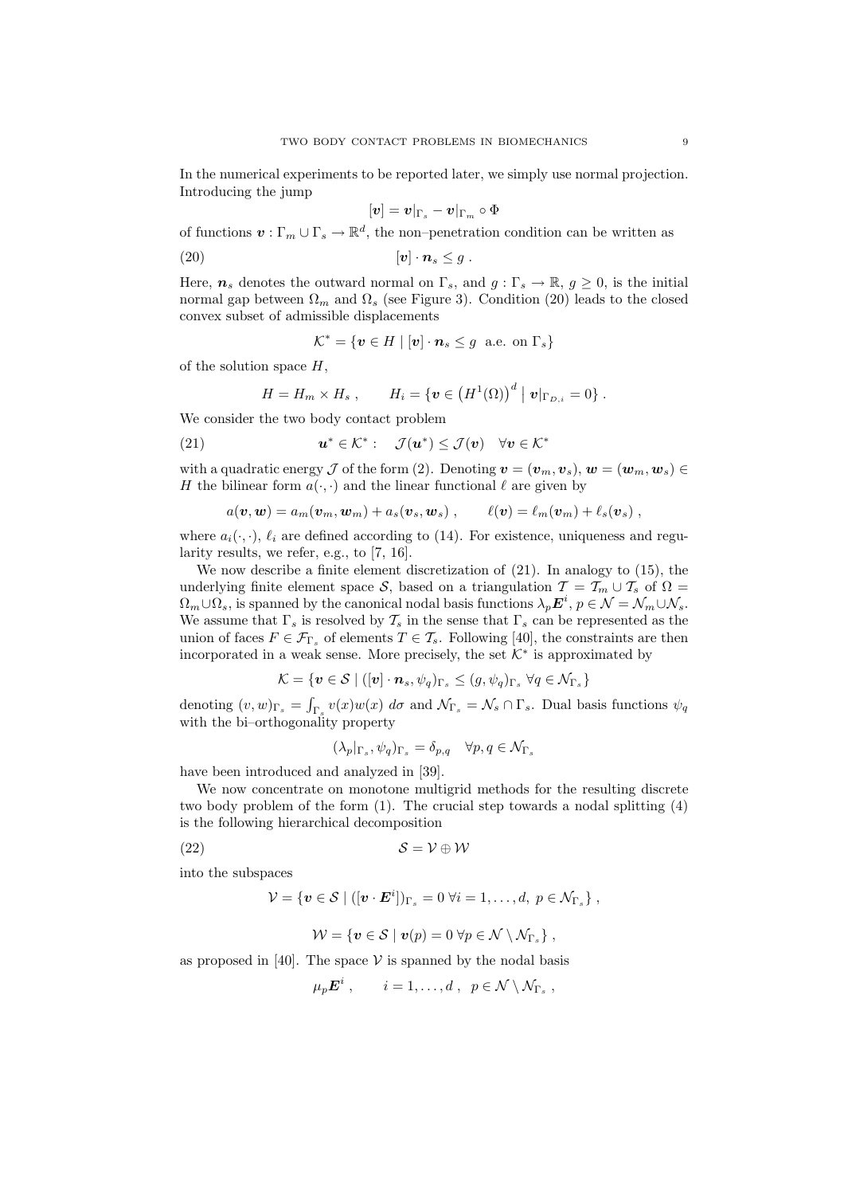In the numerical experiments to be reported later, we simply use normal projection. Introducing the jump

$$[\boldsymbol{v}] = \boldsymbol{v}|_{\Gamma_s} - \boldsymbol{v}|_{\Gamma_m} \circ \Phi$$

of functions $\boldsymbol{v} : \Gamma_m \cup \Gamma_s \to \mathbb{R}^d$, the non–penetration condition can be written as

$$[\boldsymbol{v}] \cdot \boldsymbol{n}_s \leq g \; . \tag{20}$$

Here, $\boldsymbol{n}_s$ denotes the outward normal on $\Gamma_s$, and $g : \Gamma_s \to \mathbb{R}$, $g \geq 0$, is the initial normal gap between $\Omega_m$ and $\Omega_s$ (see Figure 3). Condition (20) leads to the closed convex subset of admissible displacements

$$\mathcal{K}^* = \{\boldsymbol{v} \in H \mid [\boldsymbol{v}] \cdot \boldsymbol{n}_s \leq g \;\text{ a.e. on } \Gamma_s\}$$

of the solution space $H$,

$$H = H_m \times H_s \; , \qquad H_i = \{\boldsymbol{v} \in \left(H^1(\Omega)\right)^d \mid \boldsymbol{v}|_{\Gamma_{D,i}} = 0\} \; .$$

We consider the two body contact problem

$$\boldsymbol{u}^* \in \mathcal{K}^* : \quad \mathcal{J}(\boldsymbol{u}^*) \leq \mathcal{J}(\boldsymbol{v}) \quad \forall \boldsymbol{v} \in \mathcal{K}^* \tag{21}$$

with a quadratic energy $\mathcal{J}$ of the form (2). Denoting $\boldsymbol{v} = (\boldsymbol{v}_m, \boldsymbol{v}_s)$, $\boldsymbol{w} = (\boldsymbol{w}_m, \boldsymbol{w}_s) \in H$ the bilinear form $a(\cdot,\cdot)$ and the linear functional $\ell$ are given by

$$a(\boldsymbol{v}, \boldsymbol{w}) = a_m(\boldsymbol{v}_m, \boldsymbol{w}_m) + a_s(\boldsymbol{v}_s, \boldsymbol{w}_s) \; , \qquad \ell(\boldsymbol{v}) = \ell_m(\boldsymbol{v}_m) + \ell_s(\boldsymbol{v}_s) \; ,$$

where $a_i(\cdot,\cdot)$, $\ell_i$ are defined according to (14). For existence, uniqueness and regularity results, we refer, e.g., to [7, 16].

We now describe a finite element discretization of (21). In analogy to (15), the underlying finite element space $\mathcal{S}$, based on a triangulation $\mathcal{T} = \mathcal{T}_m \cup \mathcal{T}_s$ of $\Omega = \Omega_m \cup \Omega_s$, is spanned by the canonical nodal basis functions $\lambda_p \boldsymbol{E}^i$, $p \in \mathcal{N} = \mathcal{N}_m \cup \mathcal{N}_s$. We assume that $\Gamma_s$ is resolved by $\mathcal{T}_s$ in the sense that $\Gamma_s$ can be represented as the union of faces $F \in \mathcal{F}_{\Gamma_s}$ of elements $T \in \mathcal{T}_s$. Following [40], the constraints are then incorporated in a weak sense. More precisely, the set $\mathcal{K}^*$ is approximated by

$$\mathcal{K} = \{\boldsymbol{v} \in \mathcal{S} \mid ([\boldsymbol{v}] \cdot \boldsymbol{n}_s, \psi_q)_{\Gamma_s} \leq (g, \psi_q)_{\Gamma_s} \;\forall q \in \mathcal{N}_{\Gamma_s}\}$$

denoting $(v, w)_{\Gamma_s} = \int_{\Gamma_s} v(x) w(x) \; d\sigma$ and $\mathcal{N}_{\Gamma_s} = \mathcal{N}_s \cap \Gamma_s$. Dual basis functions $\psi_q$ with the bi–orthogonality property

$$(\lambda_p|_{\Gamma_s}, \psi_q)_{\Gamma_s} = \delta_{p,q} \quad \forall p, q \in \mathcal{N}_{\Gamma_s}$$

have been introduced and analyzed in [39].

We now concentrate on monotone multigrid methods for the resulting discrete two body problem of the form (1). The crucial step towards a nodal splitting (4) is the following hierarchical decomposition

$$\mathcal{S} = \mathcal{V} \oplus \mathcal{W} \tag{22}$$

into the subspaces

$$\mathcal{V} = \{\boldsymbol{v} \in \mathcal{S} \mid ([\boldsymbol{v} \cdot \boldsymbol{E}^i])_{\Gamma_s} = 0 \;\forall i = 1, \ldots, d, \; p \in \mathcal{N}_{\Gamma_s}\} \; ,$$

$$\mathcal{W} = \{\boldsymbol{v} \in \mathcal{S} \mid \boldsymbol{v}(p) = 0 \;\forall p \in \mathcal{N} \setminus \mathcal{N}_{\Gamma_s}\} \; ,$$

as proposed in [40]. The space $\mathcal{V}$ is spanned by the nodal basis

$$\mu_p \boldsymbol{E}^i \; , \qquad i = 1, \ldots, d \; , \;\; p \in \mathcal{N} \setminus \mathcal{N}_{\Gamma_s} \; ,$$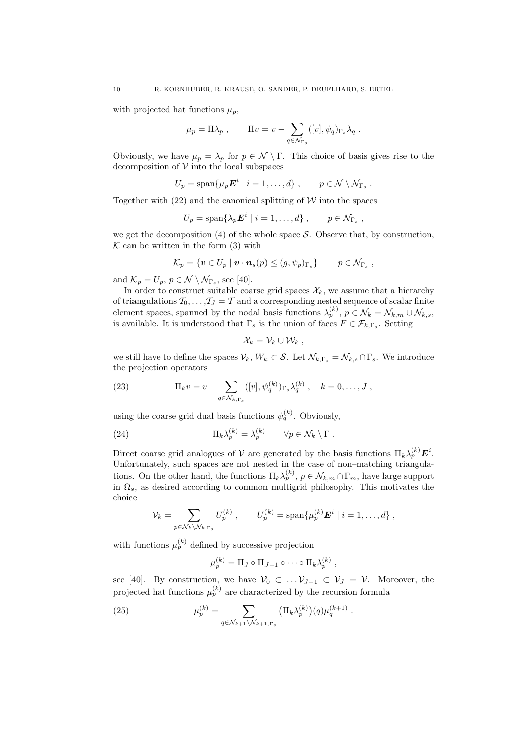with projected hat functions $\mu_p$,

$$\mu_p = \Pi\lambda_p \ , \qquad \Pi v = v - \sum_{q\in\mathcal{N}_{\Gamma_s}} ([v],\psi_q)_{\Gamma_s}\lambda_q \ .$$

Obviously, we have $\mu_p = \lambda_p$ for $p \in \mathcal{N}\setminus\Gamma$. This choice of basis gives rise to the decomposition of $\mathcal{V}$ into the local subspaces

$$U_p = \operatorname{span}\{\mu_p \boldsymbol{E}^i \mid i = 1,\dots,d\} \ , \qquad p \in \mathcal{N}\setminus\mathcal{N}_{\Gamma_s} \ .$$

Together with (22) and the canonical splitting of $\mathcal{W}$ into the spaces

$$U_p = \operatorname{span}\{\lambda_p \boldsymbol{E}^i \mid i = 1,\dots,d\} \ , \qquad p \in \mathcal{N}_{\Gamma_s} \ ,$$

we get the decomposition (4) of the whole space $\mathcal{S}$. Observe that, by construction, $\mathcal{K}$ can be written in the form (3) with

$$\mathcal{K}_p = \{\boldsymbol{v}\in U_p \mid \boldsymbol{v}\cdot\boldsymbol{n}_s(p) \le (g,\psi_p)_{\Gamma_s}\} \qquad p \in \mathcal{N}_{\Gamma_s} \ ,$$

and $\mathcal{K}_p = U_p$, $p \in \mathcal{N}\setminus\mathcal{N}_{\Gamma_s}$, see [40].

In order to construct suitable coarse grid spaces $\mathcal{X}_k$, we assume that a hierarchy of triangulations $\mathcal{T}_0,\dots,\mathcal{T}_J = \mathcal{T}$ and a corresponding nested sequence of scalar finite element spaces, spanned by the nodal basis functions $\lambda_p^{(k)}$, $p \in \mathcal{N}_k = \mathcal{N}_{k,m}\cup\mathcal{N}_{k,s}$, is available. It is understood that $\Gamma_s$ is the union of faces $F \in \mathcal{F}_{k,\Gamma_s}$. Setting

$$\mathcal{X}_k = \mathcal{V}_k \cup \mathcal{W}_k \ ,$$

we still have to define the spaces $\mathcal{V}_k$, $W_k \subset \mathcal{S}$. Let $\mathcal{N}_{k,\Gamma_s} = \mathcal{N}_{k,s}\cap\Gamma_s$. We introduce the projection operators

$$\Pi_k v = v - \sum_{q\in\mathcal{N}_{k,\Gamma_s}} ([v],\psi_q^{(k)})_{\Gamma_s}\lambda_q^{(k)} \ , \quad k = 0,\dots,J \ , \tag{23}$$

using the coarse grid dual basis functions $\psi_q^{(k)}$. Obviously,

$$\Pi_k\lambda_p^{(k)} = \lambda_p^{(k)} \qquad \forall p \in \mathcal{N}_k\setminus\Gamma \ . \tag{24}$$

Direct coarse grid analogues of $\mathcal{V}$ are generated by the basis functions $\Pi_k\lambda_p^{(k)}\boldsymbol{E}^i$. Unfortunately, such spaces are not nested in the case of non–matching triangulations. On the other hand, the functions $\Pi_k\lambda_p^{(k)}$, $p \in \mathcal{N}_{k,m}\cap\Gamma_m$, have large support in $\Omega_s$, as desired according to common multigrid philosophy. This motivates the choice

$$\mathcal{V}_k = \sum_{p\in\mathcal{N}_k\setminus\mathcal{N}_{k,\Gamma_s}} U_p^{(k)} \ , \qquad U_p^{(k)} = \operatorname{span}\{\mu_p^{(k)}\boldsymbol{E}^i \mid i = 1,\dots,d\} \ ,$$

with functions $\mu_p^{(k)}$ defined by successive projection

$$\mu_p^{(k)} = \Pi_J\circ\Pi_{J-1}\circ\cdots\circ\Pi_k\lambda_p^{(k)} \ ,$$

see [40]. By construction, we have $\mathcal{V}_0 \subset \ldots \mathcal{V}_{J-1} \subset \mathcal{V}_J = \mathcal{V}$. Moreover, the projected hat functions $\mu_p^{(k)}$ are characterized by the recursion formula

$$\mu_p^{(k)} = \sum_{q\in\mathcal{N}_{k+1}\setminus\mathcal{N}_{k+1,\Gamma_s}} \big(\Pi_k\lambda_p^{(k)}\big)(q)\mu_q^{(k+1)} \ . \tag{25}$$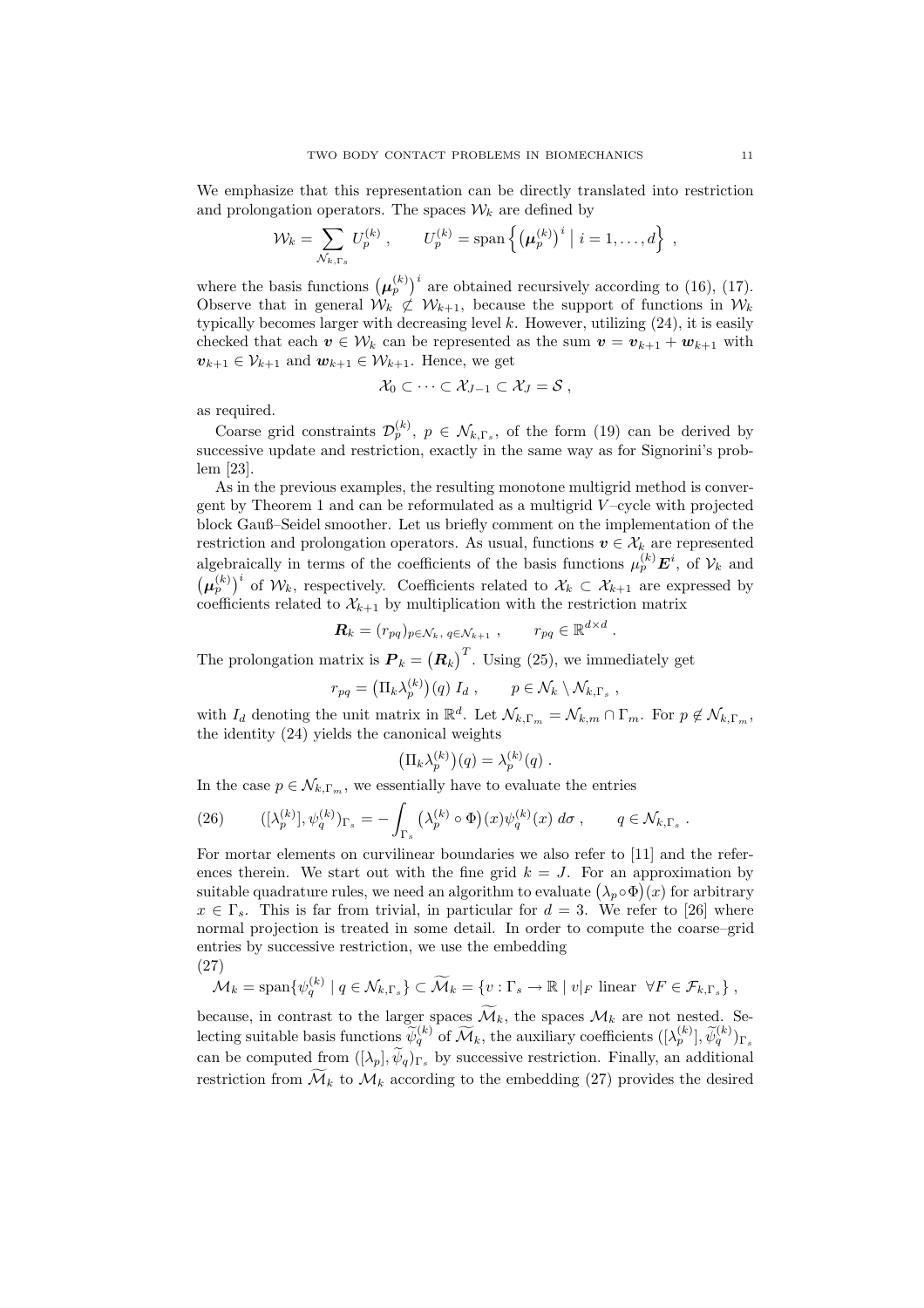We emphasize that this representation can be directly translated into restriction and prolongation operators. The spaces $\mathcal{W}_k$ are defined by

$$\mathcal{W}_k = \sum_{\mathcal{N}_{k,\Gamma_s}} U_p^{(k)} , \qquad U_p^{(k)} = \operatorname{span} \left\{ \left(\boldsymbol{\mu}_p^{(k)}\right)^i \;\middle|\; i = 1, \ldots, d \right\} ,$$

where the basis functions $\left(\boldsymbol{\mu}_p^{(k)}\right)^i$ are obtained recursively according to (16), (17). Observe that in general $\mathcal{W}_k \not\subset \mathcal{W}_{k+1}$, because the support of functions in $\mathcal{W}_k$ typically becomes larger with decreasing level $k$. However, utilizing (24), it is easily checked that each $\boldsymbol{v} \in \mathcal{W}_k$ can be represented as the sum $\boldsymbol{v} = \boldsymbol{v}_{k+1} + \boldsymbol{w}_{k+1}$ with $\boldsymbol{v}_{k+1} \in \mathcal{V}_{k+1}$ and $\boldsymbol{w}_{k+1} \in \mathcal{W}_{k+1}$. Hence, we get

$$\mathcal{X}_0 \subset \cdots \subset \mathcal{X}_{J-1} \subset \mathcal{X}_J = \mathcal{S} ,$$

as required.

Coarse grid constraints $\mathcal{D}_p^{(k)}$, $p \in \mathcal{N}_{k,\Gamma_s}$, of the form (19) can be derived by successive update and restriction, exactly in the same way as for Signorini's problem [23].

As in the previous examples, the resulting monotone multigrid method is convergent by Theorem 1 and can be reformulated as a multigrid $V$–cycle with projected block Gauß–Seidel smoother. Let us briefly comment on the implementation of the restriction and prolongation operators. As usual, functions $\boldsymbol{v} \in \mathcal{X}_k$ are represented algebraically in terms of the coefficients of the basis functions $\mu_p^{(k)}\boldsymbol{E}^i$, of $\mathcal{V}_k$ and $\left(\boldsymbol{\mu}_p^{(k)}\right)^i$ of $\mathcal{W}_k$, respectively. Coefficients related to $\mathcal{X}_k \subset \mathcal{X}_{k+1}$ are expressed by coefficients related to $\mathcal{X}_{k+1}$ by multiplication with the restriction matrix

$$\boldsymbol{R}_k = (r_{pq})_{p \in \mathcal{N}_k,\, q \in \mathcal{N}_{k+1}} , \qquad r_{pq} \in \mathbb{R}^{d \times d} .$$

The prolongation matrix is $\boldsymbol{P}_k = \left(\boldsymbol{R}_k\right)^T$. Using (25), we immediately get

$$r_{pq} = \left(\Pi_k \lambda_p^{(k)}\right)(q)\, I_d , \qquad p \in \mathcal{N}_k \setminus \mathcal{N}_{k,\Gamma_s} ,$$

with $I_d$ denoting the unit matrix in $\mathbb{R}^d$. Let $\mathcal{N}_{k,\Gamma_m} = \mathcal{N}_{k,m} \cap \Gamma_m$. For $p \notin \mathcal{N}_{k,\Gamma_m}$, the identity (24) yields the canonical weights

$$\left(\Pi_k \lambda_p^{(k)}\right)(q) = \lambda_p^{(k)}(q) .$$

In the case $p \in \mathcal{N}_{k,\Gamma_m}$, we essentially have to evaluate the entries

$$([\lambda_p^{(k)}], \psi_q^{(k)})_{\Gamma_s} = -\int_{\Gamma_s} \left(\lambda_p^{(k)} \circ \Phi\right)(x) \psi_q^{(k)}(x)\, d\sigma , \qquad q \in \mathcal{N}_{k,\Gamma_s} . \tag{26}$$

For mortar elements on curvilinear boundaries we also refer to [11] and the references therein. We start out with the fine grid $k = J$. For an approximation by suitable quadrature rules, we need an algorithm to evaluate $\left(\lambda_p \circ \Phi\right)(x)$ for arbitrary $x \in \Gamma_s$. This is far from trivial, in particular for $d = 3$. We refer to [26] where normal projection is treated in some detail. In order to compute the coarse–grid entries by successive restriction, we use the embedding

$$\mathcal{M}_k = \operatorname{span}\{\psi_q^{(k)} \mid q \in \mathcal{N}_{k,\Gamma_s}\} \subset \widetilde{\mathcal{M}}_k = \{v : \Gamma_s \to \mathbb{R} \mid v|_F \text{ linear } \; \forall F \in \mathcal{F}_{k,\Gamma_s}\} , \tag{27}$$

because, in contrast to the larger spaces $\widetilde{\mathcal{M}}_k$, the spaces $\mathcal{M}_k$ are not nested. Selecting suitable basis functions $\widetilde{\psi}_q^{(k)}$ of $\widetilde{\mathcal{M}}_k$, the auxiliary coefficients $([\lambda_p^{(k)}], \widetilde{\psi}_q^{(k)})_{\Gamma_s}$ can be computed from $([\lambda_p], \widetilde{\psi}_q)_{\Gamma_s}$ by successive restriction. Finally, an additional restriction from $\widetilde{\mathcal{M}}_k$ to $\mathcal{M}_k$ according to the embedding (27) provides the desired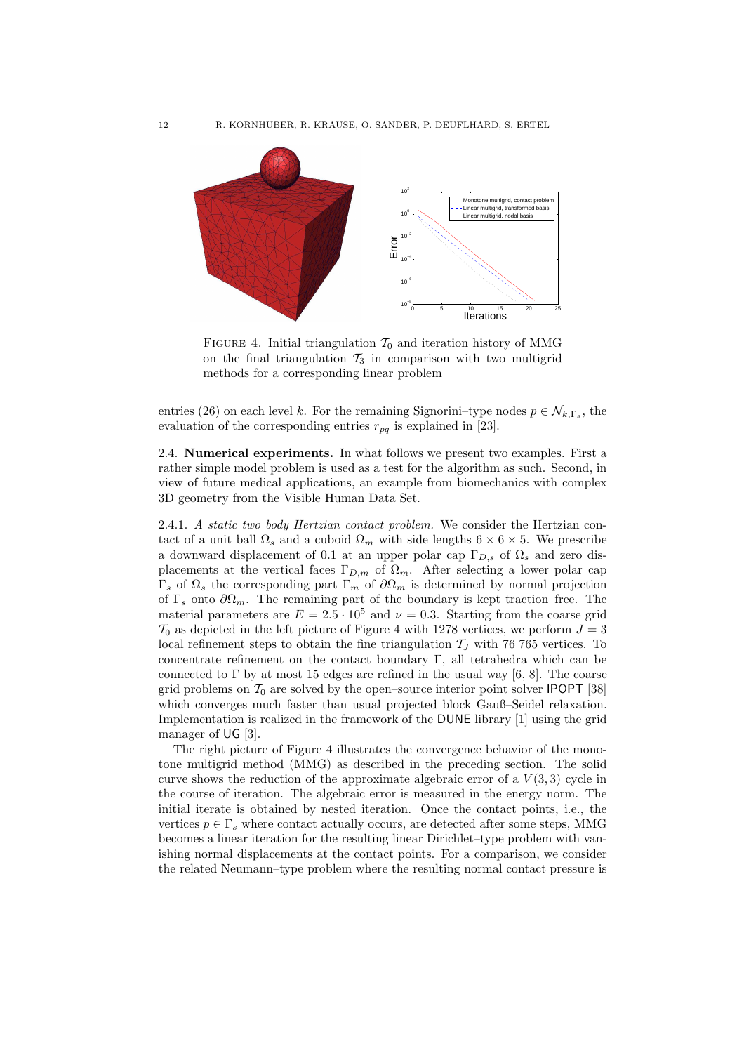10[2]

10[0]

10[-2]

10[-4]

10[-6]

10[-8]

0 5 10 15 20 25

Error

Iterations

Monotone multigrid, contact problem

Linear multigrid, transformed basis

Linear multigrid, nodal basis

FIGURE 4. Initial triangulation $\mathcal{T}_0$ and iteration history of MMG on the final triangulation $\mathcal{T}_3$ in comparison with two multigrid methods for a corresponding linear problem

entries (26) on each level $k$. For the remaining Signorini–type nodes $p \in \mathcal{N}_{k,\Gamma_s}$, the evaluation of the corresponding entries $r_{pq}$ is explained in [23].

2.4. **Numerical experiments.** In what follows we present two examples. First a rather simple model problem is used as a test for the algorithm as such. Second, in view of future medical applications, an example from biomechanics with complex 3D geometry from the Visible Human Data Set.

2.4.1. *A static two body Hertzian contact problem.* We consider the Hertzian contact of a unit ball $\Omega_s$ and a cuboid $\Omega_m$ with side lengths $6 \times 6 \times 5$. We prescribe a downward displacement of 0.1 at an upper polar cap $\Gamma_{D,s}$ of $\Omega_s$ and zero displacements at the vertical faces $\Gamma_{D,m}$ of $\Omega_m$. After selecting a lower polar cap $\Gamma_s$ of $\Omega_s$ the corresponding part $\Gamma_m$ of $\partial\Omega_m$ is determined by normal projection of $\Gamma_s$ onto $\partial\Omega_m$. The remaining part of the boundary is kept traction–free. The material parameters are $E = 2.5 \cdot 10^5$ and $\nu = 0.3$. Starting from the coarse grid $\mathcal{T}_0$ as depicted in the left picture of Figure 4 with 1278 vertices, we perform $J = 3$ local refinement steps to obtain the fine triangulation $\mathcal{T}_J$ with 76 765 vertices. To concentrate refinement on the contact boundary $\Gamma$, all tetrahedra which can be connected to $\Gamma$ by at most 15 edges are refined in the usual way [6, 8]. The coarse grid problems on $\mathcal{T}_0$ are solved by the open–source interior point solver IPOPT [38] which converges much faster than usual projected block Gauß–Seidel relaxation. Implementation is realized in the framework of the DUNE library [1] using the grid manager of UG [3].

The right picture of Figure 4 illustrates the convergence behavior of the monotone multigrid method (MMG) as described in the preceding section. The solid curve shows the reduction of the approximate algebraic error of a $V(3,3)$ cycle in the course of iteration. The algebraic error is measured in the energy norm. The initial iterate is obtained by nested iteration. Once the contact points, i.e., the vertices $p \in \Gamma_s$ where contact actually occurs, are detected after some steps, MMG becomes a linear iteration for the resulting linear Dirichlet–type problem with vanishing normal displacements at the contact points. For a comparison, we consider the related Neumann–type problem where the resulting normal contact pressure is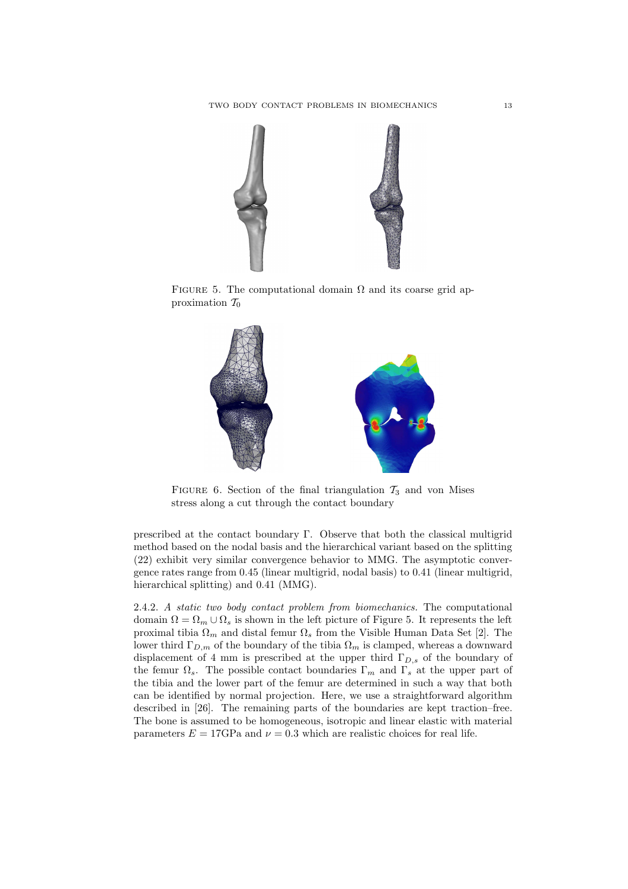FIGURE 5. The computational domain $\Omega$ and its coarse grid approximation $\mathcal{T}_0$

FIGURE 6. Section of the final triangulation $\mathcal{T}_3$ and von Mises stress along a cut through the contact boundary

prescribed at the contact boundary $\Gamma$. Observe that both the classical multigrid method based on the nodal basis and the hierarchical variant based on the splitting (22) exhibit very similar convergence behavior to MMG. The asymptotic convergence rates range from 0.45 (linear multigrid, nodal basis) to 0.41 (linear multigrid, hierarchical splitting) and 0.41 (MMG).

2.4.2. *A static two body contact problem from biomechanics.* The computational domain $\Omega = \Omega_m \cup \Omega_s$ is shown in the left picture of Figure 5. It represents the left proximal tibia $\Omega_m$ and distal femur $\Omega_s$ from the Visible Human Data Set [2]. The lower third $\Gamma_{D,m}$ of the boundary of the tibia $\Omega_m$ is clamped, whereas a downward displacement of 4 mm is prescribed at the upper third $\Gamma_{D,s}$ of the boundary of the femur $\Omega_s$. The possible contact boundaries $\Gamma_m$ and $\Gamma_s$ at the upper part of the tibia and the lower part of the femur are determined in such a way that both can be identified by normal projection. Here, we use a straightforward algorithm described in [26]. The remaining parts of the boundaries are kept traction–free. The bone is assumed to be homogeneous, isotropic and linear elastic with material parameters $E = 17\text{GPa}$ and $\nu = 0.3$ which are realistic choices for real life.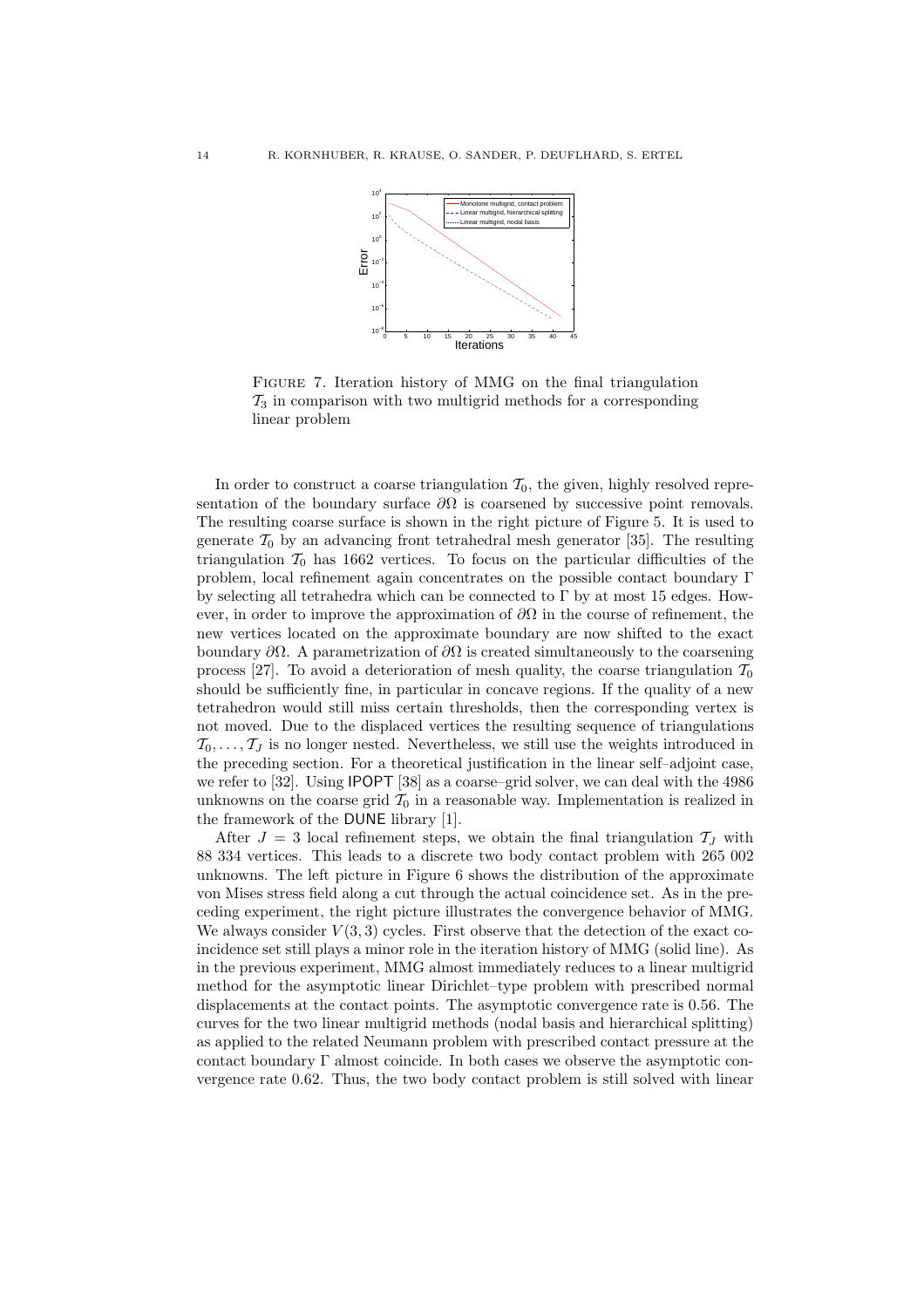Error

$10^{4}$

$10^{2}$

$10^{0}$

$10^{-2}$

$10^{-4}$

$10^{-6}$

$10^{-8}$

0 5 10 15 20 25 30 35 40 45

Iterations

Monotone multigrid, contact problem

Linear multigrid, hierarchical splitting

Linear multigrid, nodal basis

FIGURE 7. Iteration history of MMG on the final triangulation $\mathcal{T}_3$ in comparison with two multigrid methods for a corresponding linear problem

In order to construct a coarse triangulation $\mathcal{T}_0$, the given, highly resolved representation of the boundary surface $\partial\Omega$ is coarsened by successive point removals. The resulting coarse surface is shown in the right picture of Figure 5. It is used to generate $\mathcal{T}_0$ by an advancing front tetrahedral mesh generator [35]. The resulting triangulation $\mathcal{T}_0$ has 1662 vertices. To focus on the particular difficulties of the problem, local refinement again concentrates on the possible contact boundary $\Gamma$ by selecting all tetrahedra which can be connected to $\Gamma$ by at most 15 edges. However, in order to improve the approximation of $\partial\Omega$ in the course of refinement, the new vertices located on the approximate boundary are now shifted to the exact boundary $\partial\Omega$. A parametrization of $\partial\Omega$ is created simultaneously to the coarsening process [27]. To avoid a deterioration of mesh quality, the coarse triangulation $\mathcal{T}_0$ should be sufficiently fine, in particular in concave regions. If the quality of a new tetrahedron would still miss certain thresholds, then the corresponding vertex is not moved. Due to the displaced vertices the resulting sequence of triangulations $\mathcal{T}_0, \dots, \mathcal{T}_J$ is no longer nested. Nevertheless, we still use the weights introduced in the preceding section. For a theoretical justification in the linear self–adjoint case, we refer to [32]. Using IPOPT [38] as a coarse–grid solver, we can deal with the 4986 unknowns on the coarse grid $\mathcal{T}_0$ in a reasonable way. Implementation is realized in the framework of the DUNE library [1].

After $J = 3$ local refinement steps, we obtain the final triangulation $\mathcal{T}_J$ with 88 334 vertices. This leads to a discrete two body contact problem with 265 002 unknowns. The left picture in Figure 6 shows the distribution of the approximate von Mises stress field along a cut through the actual coincidence set. As in the preceding experiment, the right picture illustrates the convergence behavior of MMG. We always consider $V(3,3)$ cycles. First observe that the detection of the exact coincidence set still plays a minor role in the iteration history of MMG (solid line). As in the previous experiment, MMG almost immediately reduces to a linear multigrid method for the asymptotic linear Dirichlet–type problem with prescribed normal displacements at the contact points. The asymptotic convergence rate is 0.56. The curves for the two linear multigrid methods (nodal basis and hierarchical splitting) as applied to the related Neumann problem with prescribed contact pressure at the contact boundary $\Gamma$ almost coincide. In both cases we observe the asymptotic convergence rate 0.62. Thus, the two body contact problem is still solved with linear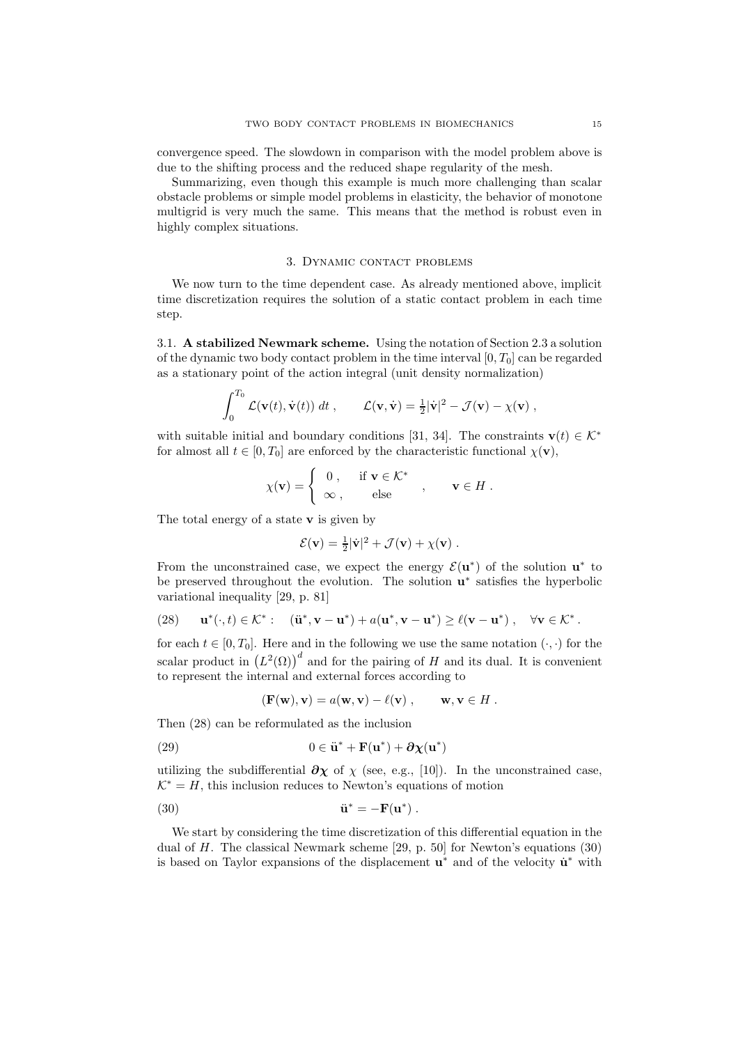convergence speed. The slowdown in comparison with the model problem above is due to the shifting process and the reduced shape regularity of the mesh.

Summarizing, even though this example is much more challenging than scalar obstacle problems or simple model problems in elasticity, the behavior of monotone multigrid is very much the same. This means that the method is robust even in highly complex situations.

## 3. Dynamic contact problems

We now turn to the time dependent case. As already mentioned above, implicit time discretization requires the solution of a static contact problem in each time step.

**3.1. A stabilized Newmark scheme.** Using the notation of Section 2.3 a solution of the dynamic two body contact problem in the time interval $[0, T_0]$ can be regarded as a stationary point of the action integral (unit density normalization)

$$\int_0^{T_0} \mathcal{L}(\mathbf{v}(t), \dot{\mathbf{v}}(t))\, dt\,, \qquad \mathcal{L}(\mathbf{v}, \dot{\mathbf{v}}) = \tfrac{1}{2}|\dot{\mathbf{v}}|^2 - \mathcal{J}(\mathbf{v}) - \chi(\mathbf{v})\,,$$

with suitable initial and boundary conditions [31, 34]. The constraints $\mathbf{v}(t) \in \mathcal{K}^*$ for almost all $t \in [0, T_0]$ are enforced by the characteristic functional $\chi(\mathbf{v})$,

$$\chi(\mathbf{v}) = \begin{cases} 0\,, & \text{if } \mathbf{v} \in \mathcal{K}^* \\ \infty\,, & \text{else} \end{cases}\,, \qquad \mathbf{v} \in H\,.$$

The total energy of a state $\mathbf{v}$ is given by

$$\mathcal{E}(\mathbf{v}) = \tfrac{1}{2}|\dot{\mathbf{v}}|^2 + \mathcal{J}(\mathbf{v}) + \chi(\mathbf{v})\,.$$

From the unconstrained case, we expect the energy $\mathcal{E}(\mathbf{u}^*)$ of the solution $\mathbf{u}^*$ to be preserved throughout the evolution. The solution $\mathbf{u}^*$ satisfies the hyperbolic variational inequality [29, p. 81]

$$\mathbf{u}^*(\cdot, t) \in \mathcal{K}^*: \quad (\ddot{\mathbf{u}}^*, \mathbf{v} - \mathbf{u}^*) + a(\mathbf{u}^*, \mathbf{v} - \mathbf{u}^*) \geq \ell(\mathbf{v} - \mathbf{u}^*)\,, \quad \forall \mathbf{v} \in \mathcal{K}^*\,. \tag{28}$$

for each $t \in [0, T_0]$. Here and in the following we use the same notation $(\cdot, \cdot)$ for the scalar product in $\left(L^2(\Omega)\right)^d$ and for the pairing of $H$ and its dual. It is convenient to represent the internal and external forces according to

$$(\mathbf{F}(\mathbf{w}), \mathbf{v}) = a(\mathbf{w}, \mathbf{v}) - \ell(\mathbf{v})\,, \qquad \mathbf{w}, \mathbf{v} \in H\,.$$

Then (28) can be reformulated as the inclusion

$$0 \in \ddot{\mathbf{u}}^* + \mathbf{F}(\mathbf{u}^*) + \boldsymbol{\partial\chi}(\mathbf{u}^*) \tag{29}$$

utilizing the subdifferential $\boldsymbol{\partial\chi}$ of $\chi$ (see, e.g., [10]). In the unconstrained case, $\mathcal{K}^* = H$, this inclusion reduces to Newton's equations of motion

$$\ddot{\mathbf{u}}^* = -\mathbf{F}(\mathbf{u}^*)\,. \tag{30}$$

We start by considering the time discretization of this differential equation in the dual of $H$. The classical Newmark scheme [29, p. 50] for Newton's equations (30) is based on Taylor expansions of the displacement $\mathbf{u}^*$ and of the velocity $\dot{\mathbf{u}}^*$ with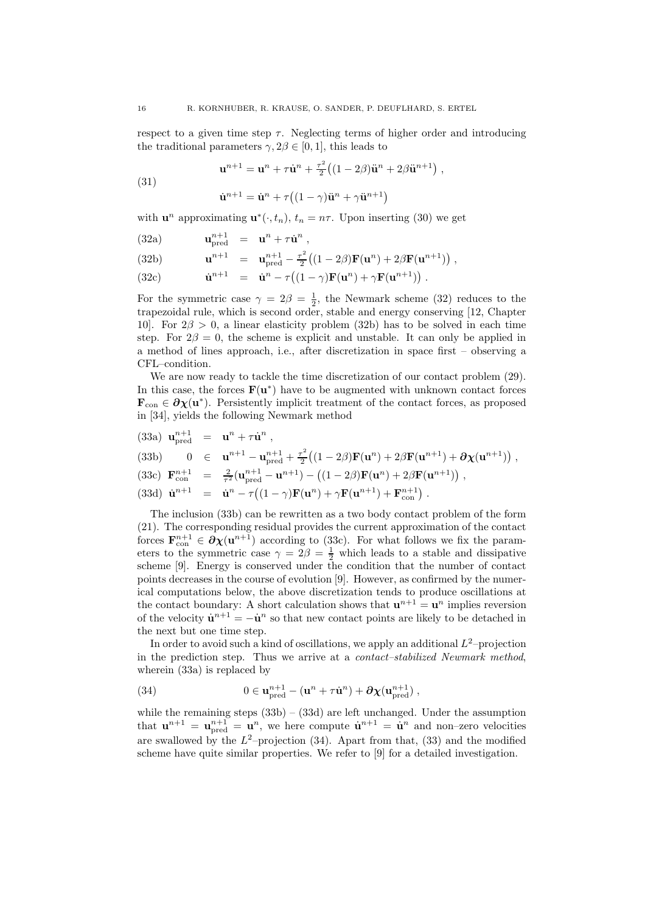respect to a given time step $\tau$. Neglecting terms of higher order and introducing the traditional parameters $\gamma, 2\beta \in [0,1]$, this leads to

$$
\begin{aligned}
\mathbf{u}^{n+1} &= \mathbf{u}^n + \tau\dot{\mathbf{u}}^n + \tfrac{\tau^2}{2}\big((1-2\beta)\ddot{\mathbf{u}}^n + 2\beta\ddot{\mathbf{u}}^{n+1}\big)\ , \\
\dot{\mathbf{u}}^{n+1} &= \dot{\mathbf{u}}^n + \tau\big((1-\gamma)\ddot{\mathbf{u}}^n + \gamma\ddot{\mathbf{u}}^{n+1}\big)
\end{aligned}
\tag{31}
$$

with $\mathbf{u}^n$ approximating $\mathbf{u}^*(\cdot, t_n)$, $t_n = n\tau$. Upon inserting (30) we get

$$
\mathbf{u}_{\text{pred}}^{n+1} = \mathbf{u}^n + \tau\dot{\mathbf{u}}^n\ , \tag{32a}
$$

$$
\mathbf{u}^{n+1} = \mathbf{u}_{\text{pred}}^{n+1} - \tfrac{\tau^2}{2}\big((1-2\beta)\mathbf{F}(\mathbf{u}^n) + 2\beta\mathbf{F}(\mathbf{u}^{n+1})\big)\ , \tag{32b}
$$

$$
\dot{\mathbf{u}}^{n+1} = \dot{\mathbf{u}}^n - \tau\big((1-\gamma)\mathbf{F}(\mathbf{u}^n) + \gamma\mathbf{F}(\mathbf{u}^{n+1})\big)\ . \tag{32c}
$$

For the symmetric case $\gamma = 2\beta = \frac{1}{2}$, the Newmark scheme (32) reduces to the trapezoidal rule, which is second order, stable and energy conserving [12, Chapter 10]. For $2\beta > 0$, a linear elasticity problem (32b) has to be solved in each time step. For $2\beta = 0$, the scheme is explicit and unstable. It can only be applied in a method of lines approach, i.e., after discretization in space first – observing a CFL–condition.

We are now ready to tackle the time discretization of our contact problem (29). In this case, the forces $\mathbf{F}(\mathbf{u}^*)$ have to be augmented with unknown contact forces $\mathbf{F}_{\text{con}} \in \boldsymbol{\partial\chi}(\mathbf{u}^*)$. Persistently implicit treatment of the contact forces, as proposed in [34], yields the following Newmark method

$$
\mathbf{u}_{\text{pred}}^{n+1} = \mathbf{u}^n + \tau\dot{\mathbf{u}}^n\ , \tag{33a}
$$

$$
0 \in \mathbf{u}^{n+1} - \mathbf{u}_{\text{pred}}^{n+1} + \tfrac{\tau^2}{2}\big((1-2\beta)\mathbf{F}(\mathbf{u}^n) + 2\beta\mathbf{F}(\mathbf{u}^{n+1}) + \boldsymbol{\partial\chi}(\mathbf{u}^{n+1})\big)\ , \tag{33b}
$$

$$
\mathbf{F}_{\text{con}}^{n+1} = \tfrac{2}{\tau^2}(\mathbf{u}_{\text{pred}}^{n+1} - \mathbf{u}^{n+1}) - \big((1-2\beta)\mathbf{F}(\mathbf{u}^n) + 2\beta\mathbf{F}(\mathbf{u}^{n+1})\big)\ , \tag{33c}
$$

$$
\dot{\mathbf{u}}^{n+1} = \dot{\mathbf{u}}^n - \tau\big((1-\gamma)\mathbf{F}(\mathbf{u}^n) + \gamma\mathbf{F}(\mathbf{u}^{n+1}) + \mathbf{F}_{\text{con}}^{n+1}\big)\ . \tag{33d}
$$

The inclusion (33b) can be rewritten as a two body contact problem of the form (21). The corresponding residual provides the current approximation of the contact forces $\mathbf{F}_{\text{con}}^{n+1} \in \boldsymbol{\partial\chi}(\mathbf{u}^{n+1})$ according to (33c). For what follows we fix the parameters to the symmetric case $\gamma = 2\beta = \frac{1}{2}$ which leads to a stable and dissipative scheme [9]. Energy is conserved under the condition that the number of contact points decreases in the course of evolution [9]. However, as confirmed by the numerical computations below, the above discretization tends to produce oscillations at the contact boundary: A short calculation shows that $\mathbf{u}^{n+1} = \mathbf{u}^n$ implies reversion of the velocity $\dot{\mathbf{u}}^{n+1} = -\dot{\mathbf{u}}^n$ so that new contact points are likely to be detached in the next but one time step.

In order to avoid such a kind of oscillations, we apply an additional $L^2$–projection in the prediction step. Thus we arrive at a *contact–stabilized Newmark method*, wherein (33a) is replaced by

$$
0 \in \mathbf{u}_{\text{pred}}^{n+1} - (\mathbf{u}^n + \tau\dot{\mathbf{u}}^n) + \boldsymbol{\partial\chi}(\mathbf{u}_{\text{pred}}^{n+1})\ , \tag{34}
$$

while the remaining steps (33b) – (33d) are left unchanged. Under the assumption that $\mathbf{u}^{n+1} = \mathbf{u}_{\text{pred}}^{n+1} = \mathbf{u}^n$, we here compute $\dot{\mathbf{u}}^{n+1} = \dot{\mathbf{u}}^n$ and non–zero velocities are swallowed by the $L^2$–projection (34). Apart from that, (33) and the modified scheme have quite similar properties. We refer to [9] for a detailed investigation.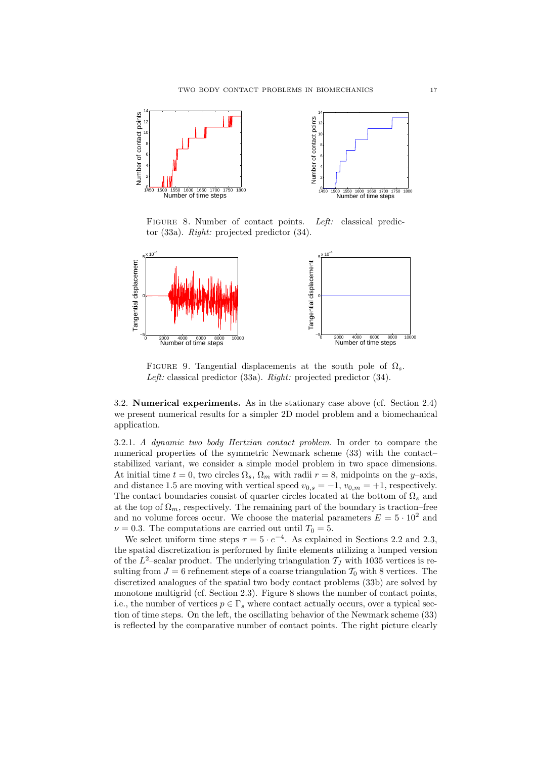Number of contact points

14
12
10
8
6
4
2
0

1450 1500 1550 1600 1650 1700 1750 1800

Number of time steps

Number of contact points

14
12
10
8
6
4
2
0

1450 1500 1550 1600 1650 1700 1750 1800

Number of time steps

FIGURE 8. Number of contact points. *Left:* classical predictor (33a). *Right:* projected predictor (34).

Tangential displacement

5 x 10^-6
0
−5

0 2000 4000 6000 8000 10000

Number of time steps

Tangential displacement

5 x 10^-6
0
−5

0 2000 4000 6000 8000 10000

Number of time steps

FIGURE 9. Tangential displacements at the south pole of $\Omega_s$. *Left:* classical predictor (33a). *Right:* projected predictor (34).

3.2. **Numerical experiments.** As in the stationary case above (cf. Section 2.4) we present numerical results for a simpler 2D model problem and a biomechanical application.

3.2.1. *A dynamic two body Hertzian contact problem.* In order to compare the numerical properties of the symmetric Newmark scheme (33) with the contact–stabilized variant, we consider a simple model problem in two space dimensions. At initial time $t = 0$, two circles $\Omega_s$, $\Omega_m$ with radii $r = 8$, midpoints on the $y$–axis, and distance 1.5 are moving with vertical speed $v_{0,s} = -1$, $v_{0,m} = +1$, respectively. The contact boundaries consist of quarter circles located at the bottom of $\Omega_s$ and at the top of $\Omega_m$, respectively. The remaining part of the boundary is traction–free and no volume forces occur. We choose the material parameters $E = 5 \cdot 10^2$ and $\nu = 0.3$. The computations are carried out until $T_0 = 5$.

We select uniform time steps $\tau = 5 \cdot e^{-4}$. As explained in Sections 2.2 and 2.3, the spatial discretization is performed by finite elements utilizing a lumped version of the $L^2$–scalar product. The underlying triangulation $\mathcal{T}_J$ with 1035 vertices is resulting from $J = 6$ refinement steps of a coarse triangulation $\mathcal{T}_0$ with 8 vertices. The discretized analogues of the spatial two body contact problems (33b) are solved by monotone multigrid (cf. Section 2.3). Figure 8 shows the number of contact points, i.e., the number of vertices $p \in \Gamma_s$ where contact actually occurs, over a typical section of time steps. On the left, the oscillating behavior of the Newmark scheme (33) is reflected by the comparative number of contact points. The right picture clearly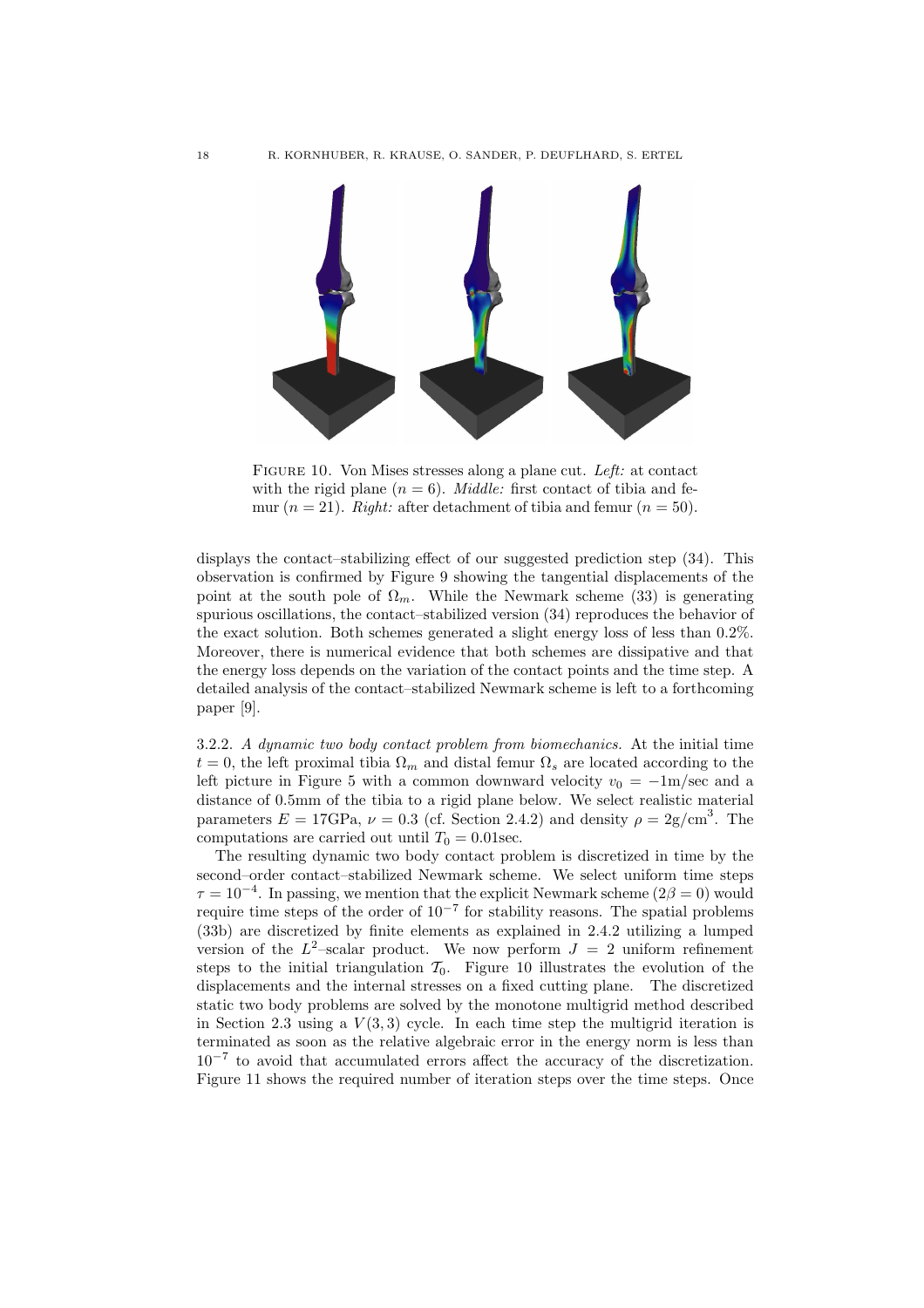FIGURE 10. Von Mises stresses along a plane cut. *Left:* at contact with the rigid plane ($n = 6$). *Middle:* first contact of tibia and femur ($n = 21$). *Right:* after detachment of tibia and femur ($n = 50$).

displays the contact–stabilizing effect of our suggested prediction step (34). This observation is confirmed by Figure 9 showing the tangential displacements of the point at the south pole of $\Omega_m$. While the Newmark scheme (33) is generating spurious oscillations, the contact–stabilized version (34) reproduces the behavior of the exact solution. Both schemes generated a slight energy loss of less than 0.2%. Moreover, there is numerical evidence that both schemes are dissipative and that the energy loss depends on the variation of the contact points and the time step. A detailed analysis of the contact–stabilized Newmark scheme is left to a forthcoming paper [9].

3.2.2. *A dynamic two body contact problem from biomechanics.* At the initial time $t = 0$, the left proximal tibia $\Omega_m$ and distal femur $\Omega_s$ are located according to the left picture in Figure 5 with a common downward velocity $v_0 = -1$m/sec and a distance of 0.5mm of the tibia to a rigid plane below. We select realistic material parameters $E = 17$GPa, $\nu = 0.3$ (cf. Section 2.4.2) and density $\rho = 2\text{g/cm}^3$. The computations are carried out until $T_0 = 0.01$sec.

The resulting dynamic two body contact problem is discretized in time by the second–order contact–stabilized Newmark scheme. We select uniform time steps $\tau = 10^{-4}$. In passing, we mention that the explicit Newmark scheme ($2\beta = 0$) would require time steps of the order of $10^{-7}$ for stability reasons. The spatial problems (33b) are discretized by finite elements as explained in 2.4.2 utilizing a lumped version of the $L^2$–scalar product. We now perform $J = 2$ uniform refinement steps to the initial triangulation $\mathcal{T}_0$. Figure 10 illustrates the evolution of the displacements and the internal stresses on a fixed cutting plane. The discretized static two body problems are solved by the monotone multigrid method described in Section 2.3 using a $V(3, 3)$ cycle. In each time step the multigrid iteration is terminated as soon as the relative algebraic error in the energy norm is less than $10^{-7}$ to avoid that accumulated errors affect the accuracy of the discretization. Figure 11 shows the required number of iteration steps over the time steps. Once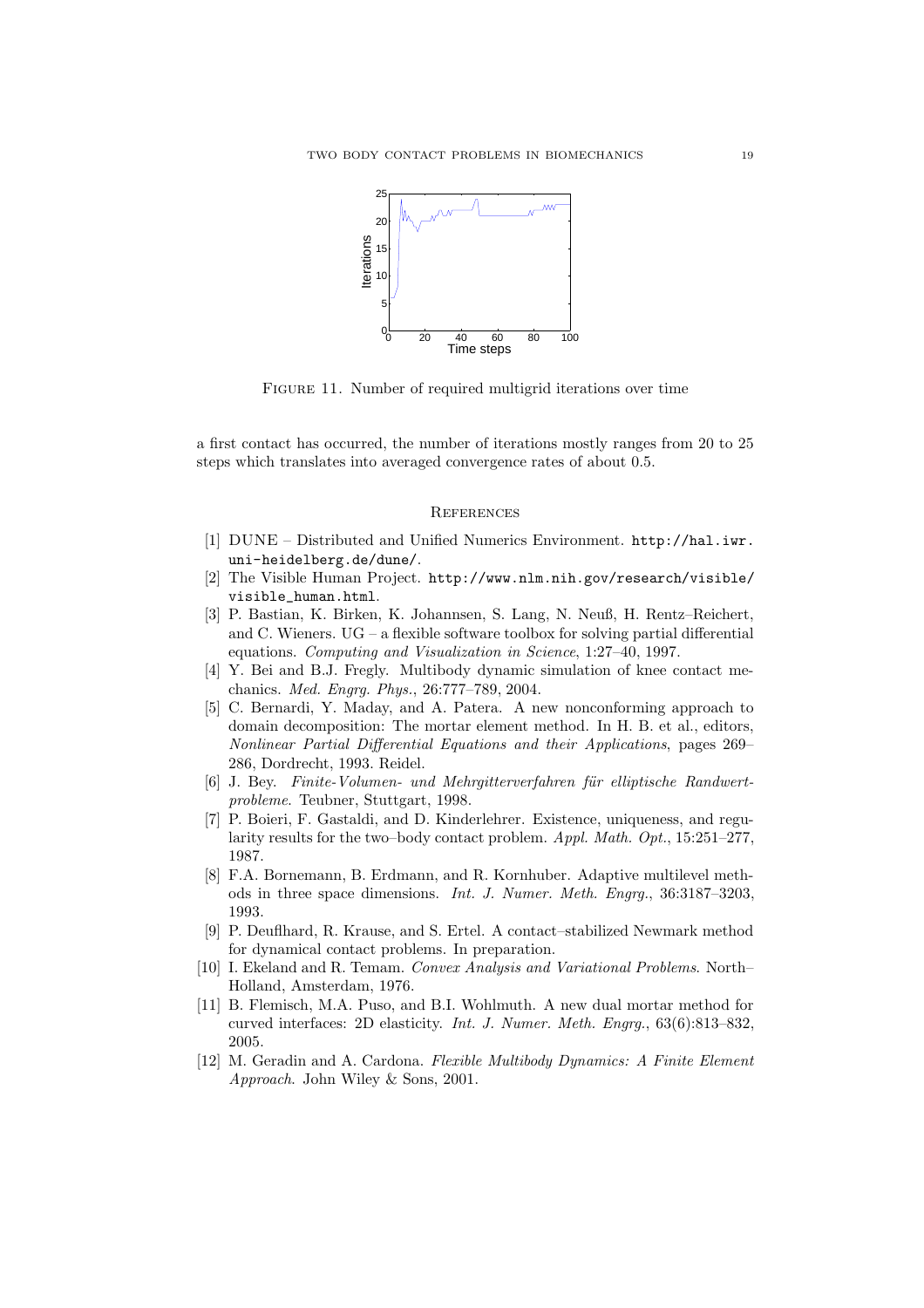25
20
15
10
5
0
Iterations
0
20
40
60
80
100
Time steps

FIGURE 11. Number of required multigrid iterations over time

a first contact has occurred, the number of iterations mostly ranges from 20 to 25 steps which translates into averaged convergence rates of about 0.5.

## REFERENCES

[1] DUNE – Distributed and Unified Numerics Environment. http://hal.iwr.uni-heidelberg.de/dune/.

[2] The Visible Human Project. http://www.nlm.nih.gov/research/visible/visible_human.html.

[3] P. Bastian, K. Birken, K. Johannsen, S. Lang, N. Neuß, H. Rentz–Reichert, and C. Wieners. UG – a flexible software toolbox for solving partial differential equations. *Computing and Visualization in Science*, 1:27–40, 1997.

[4] Y. Bei and B.J. Fregly. Multibody dynamic simulation of knee contact mechanics. *Med. Engrg. Phys.*, 26:777–789, 2004.

[5] C. Bernardi, Y. Maday, and A. Patera. A new nonconforming approach to domain decomposition: The mortar element method. In H. B. et al., editors, *Nonlinear Partial Differential Equations and their Applications*, pages 269–286, Dordrecht, 1993. Reidel.

[6] J. Bey. *Finite-Volumen- und Mehrgitterverfahren für elliptische Randwertprobleme*. Teubner, Stuttgart, 1998.

[7] P. Boieri, F. Gastaldi, and D. Kinderlehrer. Existence, uniqueness, and regularity results for the two–body contact problem. *Appl. Math. Opt.*, 15:251–277, 1987.

[8] F.A. Bornemann, B. Erdmann, and R. Kornhuber. Adaptive multilevel methods in three space dimensions. *Int. J. Numer. Meth. Engrg.*, 36:3187–3203, 1993.

[9] P. Deuflhard, R. Krause, and S. Ertel. A contact–stabilized Newmark method for dynamical contact problems. In preparation.

[10] I. Ekeland and R. Temam. *Convex Analysis and Variational Problems*. North–Holland, Amsterdam, 1976.

[11] B. Flemisch, M.A. Puso, and B.I. Wohlmuth. A new dual mortar method for curved interfaces: 2D elasticity. *Int. J. Numer. Meth. Engrg.*, 63(6):813–832, 2005.

[12] M. Geradin and A. Cardona. *Flexible Multibody Dynamics: A Finite Element Approach*. John Wiley & Sons, 2001.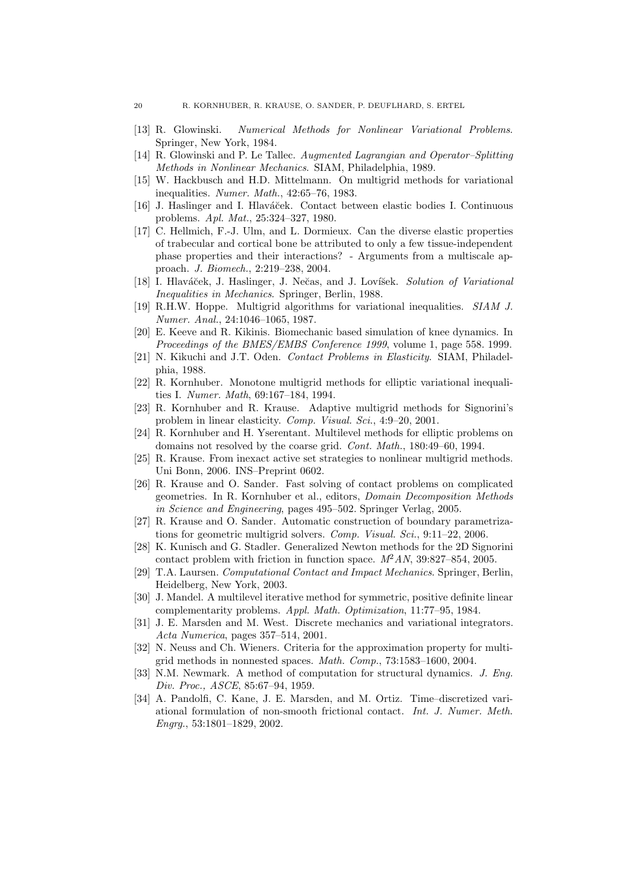[13] R. Glowinski. *Numerical Methods for Nonlinear Variational Problems*. Springer, New York, 1984.

[14] R. Glowinski and P. Le Tallec. *Augmented Lagrangian and Operator–Splitting Methods in Nonlinear Mechanics*. SIAM, Philadelphia, 1989.

[15] W. Hackbusch and H.D. Mittelmann. On multigrid methods for variational inequalities. *Numer. Math.*, 42:65–76, 1983.

[16] J. Haslinger and I. Hlaváček. Contact between elastic bodies I. Continuous problems. *Apl. Mat.*, 25:324–327, 1980.

[17] C. Hellmich, F.-J. Ulm, and L. Dormieux. Can the diverse elastic properties of trabecular and cortical bone be attributed to only a few tissue-independent phase properties and their interactions? - Arguments from a multiscale approach. *J. Biomech.*, 2:219–238, 2004.

[18] I. Hlaváček, J. Haslinger, J. Nečas, and J. Lovíšek. *Solution of Variational Inequalities in Mechanics*. Springer, Berlin, 1988.

[19] R.H.W. Hoppe. Multigrid algorithms for variational inequalities. *SIAM J. Numer. Anal.*, 24:1046–1065, 1987.

[20] E. Keeve and R. Kikinis. Biomechanic based simulation of knee dynamics. In *Proceedings of the BMES/EMBS Conference 1999*, volume 1, page 558. 1999.

[21] N. Kikuchi and J.T. Oden. *Contact Problems in Elasticity*. SIAM, Philadelphia, 1988.

[22] R. Kornhuber. Monotone multigrid methods for elliptic variational inequalities I. *Numer. Math*, 69:167–184, 1994.

[23] R. Kornhuber and R. Krause. Adaptive multigrid methods for Signorini's problem in linear elasticity. *Comp. Visual. Sci.*, 4:9–20, 2001.

[24] R. Kornhuber and H. Yserentant. Multilevel methods for elliptic problems on domains not resolved by the coarse grid. *Cont. Math.*, 180:49–60, 1994.

[25] R. Krause. From inexact active set strategies to nonlinear multigrid methods. Uni Bonn, 2006. INS–Preprint 0602.

[26] R. Krause and O. Sander. Fast solving of contact problems on complicated geometries. In R. Kornhuber et al., editors, *Domain Decomposition Methods in Science and Engineering*, pages 495–502. Springer Verlag, 2005.

[27] R. Krause and O. Sander. Automatic construction of boundary parametrizations for geometric multigrid solvers. *Comp. Visual. Sci.*, 9:11–22, 2006.

[28] K. Kunisch and G. Stadler. Generalized Newton methods for the 2D Signorini contact problem with friction in function space. *$M^2AN$*, 39:827–854, 2005.

[29] T.A. Laursen. *Computational Contact and Impact Mechanics*. Springer, Berlin, Heidelberg, New York, 2003.

[30] J. Mandel. A multilevel iterative method for symmetric, positive definite linear complementarity problems. *Appl. Math. Optimization*, 11:77–95, 1984.

[31] J. E. Marsden and M. West. Discrete mechanics and variational integrators. *Acta Numerica*, pages 357–514, 2001.

[32] N. Neuss and Ch. Wieners. Criteria for the approximation property for multigrid methods in nonnested spaces. *Math. Comp.*, 73:1583–1600, 2004.

[33] N.M. Newmark. A method of computation for structural dynamics. *J. Eng. Div. Proc., ASCE*, 85:67–94, 1959.

[34] A. Pandolfi, C. Kane, J. E. Marsden, and M. Ortiz. Time–discretized variational formulation of non-smooth frictional contact. *Int. J. Numer. Meth. Engrg.*, 53:1801–1829, 2002.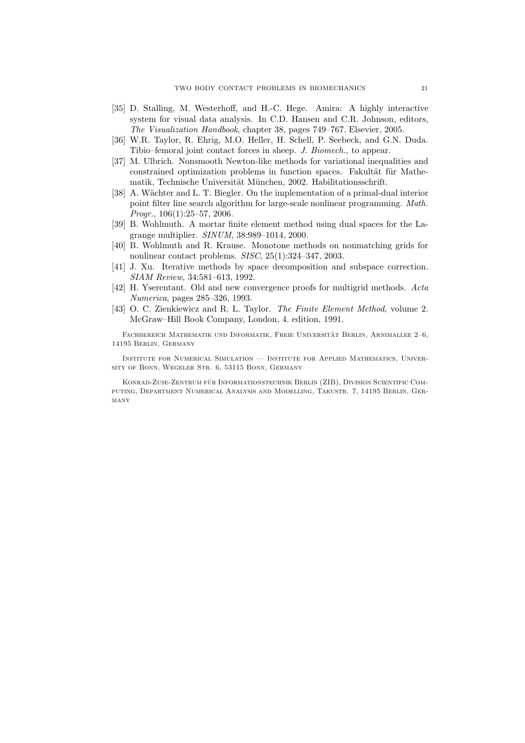[35] D. Stalling, M. Westerhoff, and H.-C. Hege. Amira: A highly interactive system for visual data analysis. In C.D. Hansen and C.R. Johnson, editors, *The Visualization Handbook*, chapter 38, pages 749–767. Elsevier, 2005.

[36] W.R. Taylor, R. Ehrig, M.O. Heller, H. Schell, P. Seebeck, and G.N. Duda. Tibio–femoral joint contact forces in sheep. *J. Biomech.*, to appear.

[37] M. Ulbrich. Nonsmooth Newton-like methods for variational inequalities and constrained optimization problems in function spaces. Fakultät für Mathematik, Technische Universität München, 2002. Habilitationsschrift.

[38] A. Wächter and L. T. Biegler. On the implementation of a primal-dual interior point filter line search algorithm for large-scale nonlinear programming. *Math. Progr.*, 106(1):25–57, 2006.

[39] B. Wohlmuth. A mortar finite element method using dual spaces for the Lagrange multiplier. *SINUM*, 38:989–1014, 2000.

[40] B. Wohlmuth and R. Krause. Monotone methods on nonmatching grids for nonlinear contact problems. *SISC*, 25(1):324–347, 2003.

[41] J. Xu. Iterative methods by space decomposition and subspace correction. *SIAM Review*, 34:581–613, 1992.

[42] H. Yserentant. Old and new convergence proofs for multigrid methods. *Acta Numerica*, pages 285–326, 1993.

[43] O. C. Zienkiewicz and R. L. Taylor. *The Finite Element Method*, volume 2. McGraw–Hill Book Company, London, 4. edition, 1991.

Fachbereich Mathematik und Informatik, Freie Universität Berlin, Arnimallee 2–6, 14195 Berlin, Germany

Institute for Numerical Simulation — Institute for Applied Mathematics, University of Bonn, Wegeler Str. 6, 53115 Bonn, Germany

Konrad-Zuse-Zentrum für Informationstechnik Berlin (ZIB), Division Scientific Computing, Department Numerical Analysis and Modelling, Takustr. 7, 14195 Berlin, Germany